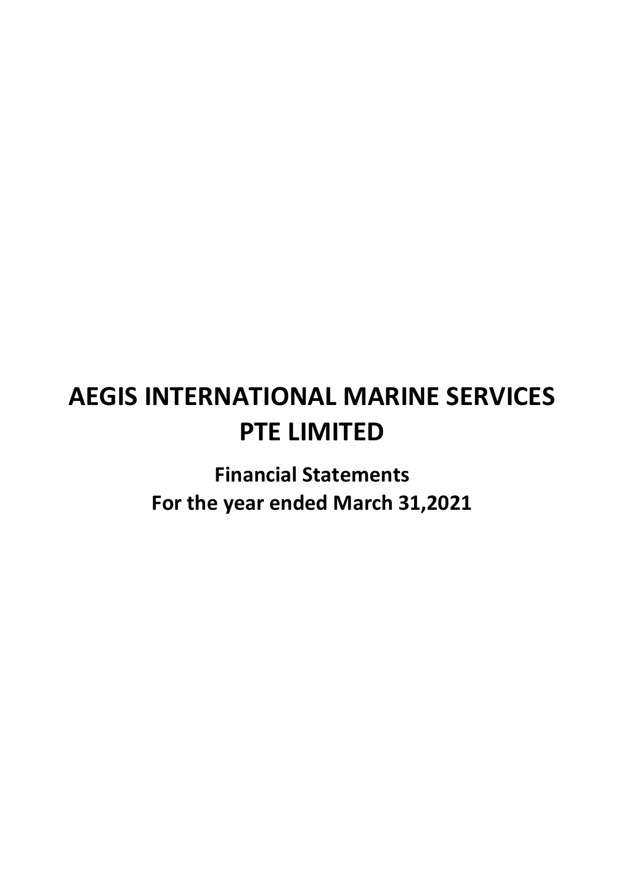# AEGIS INTERNATIONAL MARINE SERVICES PTE LIMITED

**Financial Statements**
**For the year ended March 31,2021**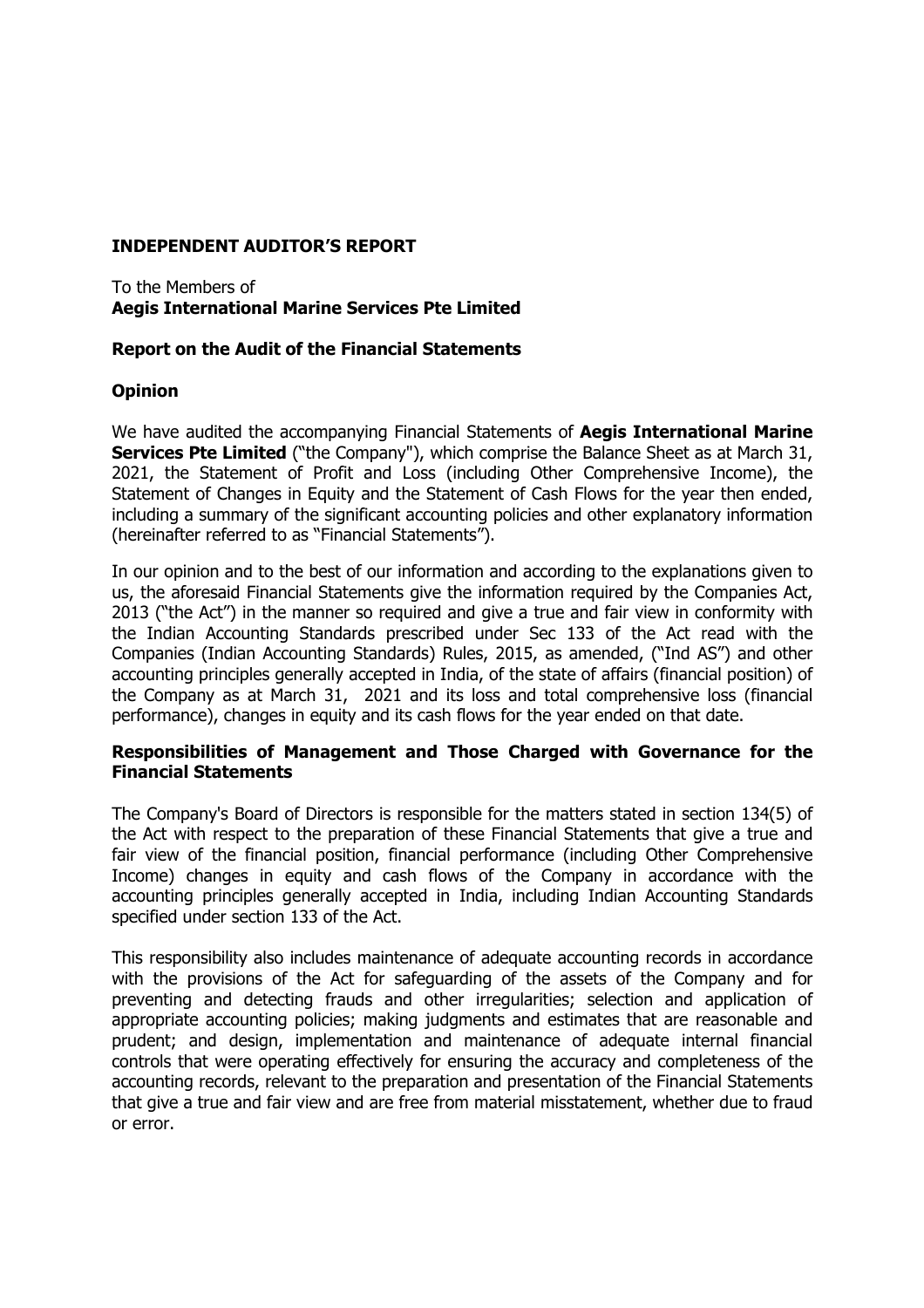## INDEPENDENT AUDITOR'S REPORT

To the Members of
**Aegis International Marine Services Pte Limited**

### Report on the Audit of the Financial Statements

### Opinion

We have audited the accompanying Financial Statements of **Aegis International Marine Services Pte Limited** ("the Company"), which comprise the Balance Sheet as at March 31, 2021, the Statement of Profit and Loss (including Other Comprehensive Income), the Statement of Changes in Equity and the Statement of Cash Flows for the year then ended, including a summary of the significant accounting policies and other explanatory information (hereinafter referred to as "Financial Statements").

In our opinion and to the best of our information and according to the explanations given to us, the aforesaid Financial Statements give the information required by the Companies Act, 2013 ("the Act") in the manner so required and give a true and fair view in conformity with the Indian Accounting Standards prescribed under Sec 133 of the Act read with the Companies (Indian Accounting Standards) Rules, 2015, as amended, ("Ind AS") and other accounting principles generally accepted in India, of the state of affairs (financial position) of the Company as at March 31, 2021 and its loss and total comprehensive loss (financial performance), changes in equity and its cash flows for the year ended on that date.

### Responsibilities of Management and Those Charged with Governance for the Financial Statements

The Company's Board of Directors is responsible for the matters stated in section 134(5) of the Act with respect to the preparation of these Financial Statements that give a true and fair view of the financial position, financial performance (including Other Comprehensive Income) changes in equity and cash flows of the Company in accordance with the accounting principles generally accepted in India, including Indian Accounting Standards specified under section 133 of the Act.

This responsibility also includes maintenance of adequate accounting records in accordance with the provisions of the Act for safeguarding of the assets of the Company and for preventing and detecting frauds and other irregularities; selection and application of appropriate accounting policies; making judgments and estimates that are reasonable and prudent; and design, implementation and maintenance of adequate internal financial controls that were operating effectively for ensuring the accuracy and completeness of the accounting records, relevant to the preparation and presentation of the Financial Statements that give a true and fair view and are free from material misstatement, whether due to fraud or error.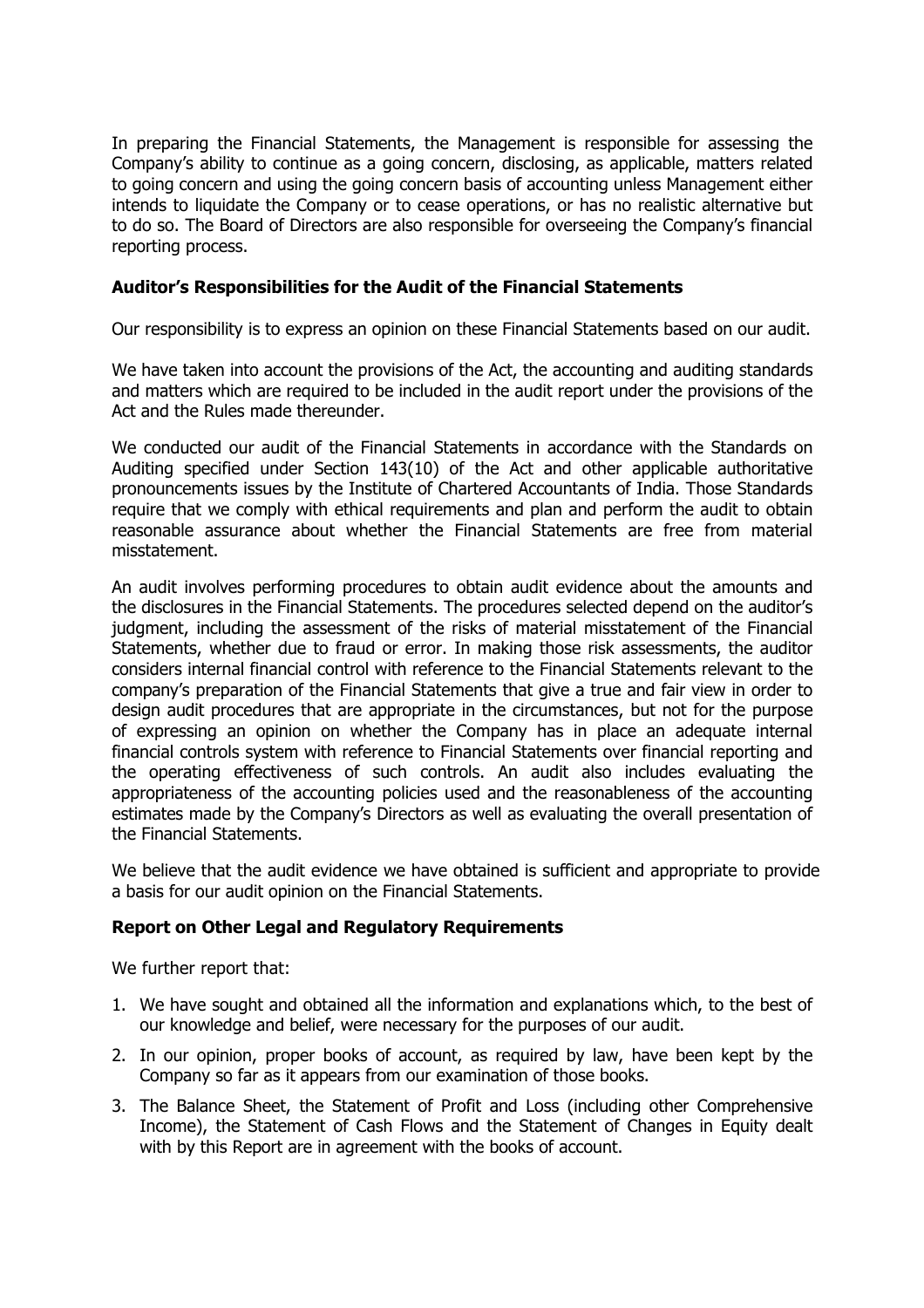In preparing the Financial Statements, the Management is responsible for assessing the Company's ability to continue as a going concern, disclosing, as applicable, matters related to going concern and using the going concern basis of accounting unless Management either intends to liquidate the Company or to cease operations, or has no realistic alternative but to do so. The Board of Directors are also responsible for overseeing the Company's financial reporting process.

**Auditor's Responsibilities for the Audit of the Financial Statements**

Our responsibility is to express an opinion on these Financial Statements based on our audit.

We have taken into account the provisions of the Act, the accounting and auditing standards and matters which are required to be included in the audit report under the provisions of the Act and the Rules made thereunder.

We conducted our audit of the Financial Statements in accordance with the Standards on Auditing specified under Section 143(10) of the Act and other applicable authoritative pronouncements issues by the Institute of Chartered Accountants of India. Those Standards require that we comply with ethical requirements and plan and perform the audit to obtain reasonable assurance about whether the Financial Statements are free from material misstatement.

An audit involves performing procedures to obtain audit evidence about the amounts and the disclosures in the Financial Statements. The procedures selected depend on the auditor's judgment, including the assessment of the risks of material misstatement of the Financial Statements, whether due to fraud or error. In making those risk assessments, the auditor considers internal financial control with reference to the Financial Statements relevant to the company's preparation of the Financial Statements that give a true and fair view in order to design audit procedures that are appropriate in the circumstances, but not for the purpose of expressing an opinion on whether the Company has in place an adequate internal financial controls system with reference to Financial Statements over financial reporting and the operating effectiveness of such controls. An audit also includes evaluating the appropriateness of the accounting policies used and the reasonableness of the accounting estimates made by the Company's Directors as well as evaluating the overall presentation of the Financial Statements.

We believe that the audit evidence we have obtained is sufficient and appropriate to provide a basis for our audit opinion on the Financial Statements.

**Report on Other Legal and Regulatory Requirements**

We further report that:

1. We have sought and obtained all the information and explanations which, to the best of our knowledge and belief, were necessary for the purposes of our audit.
2. In our opinion, proper books of account, as required by law, have been kept by the Company so far as it appears from our examination of those books.
3. The Balance Sheet, the Statement of Profit and Loss (including other Comprehensive Income), the Statement of Cash Flows and the Statement of Changes in Equity dealt with by this Report are in agreement with the books of account.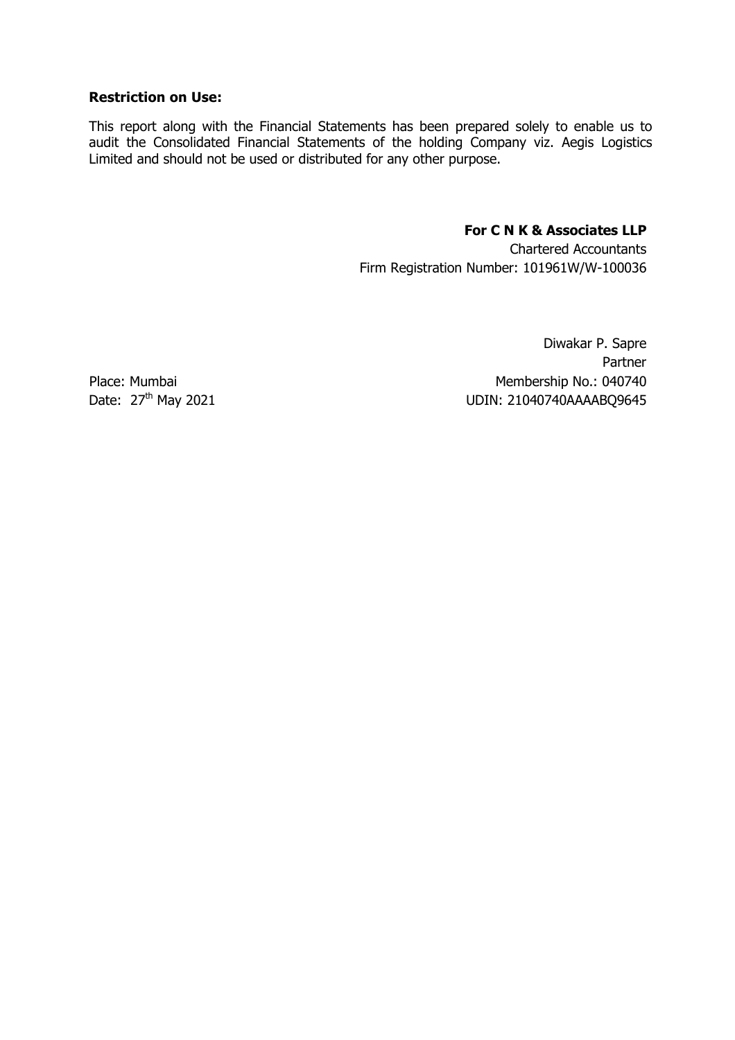**Restriction on Use:**

This report along with the Financial Statements has been prepared solely to enable us to audit the Consolidated Financial Statements of the holding Company viz. Aegis Logistics Limited and should not be used or distributed for any other purpose.

**For C N K & Associates LLP**
Chartered Accountants
Firm Registration Number: 101961W/W-100036

Diwakar P. Sapre
Partner
Membership No.: 040740
UDIN: 21040740AAAABQ9645

Place: Mumbai
Date: 27th May 2021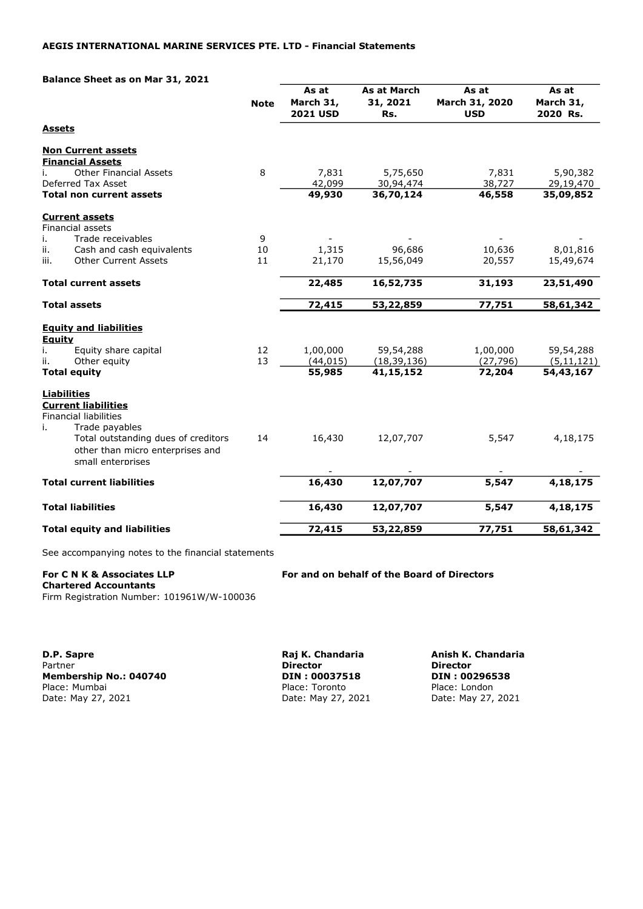**AEGIS INTERNATIONAL MARINE SERVICES PTE. LTD - Financial Statements**

**Balance Sheet as on Mar 31, 2021**

| | Note | As at March 31, 2021 USD | As at March 31, 2021 Rs. | As at March 31, 2020 USD | As at March 31, 2020 Rs. |
|---|---|---|---|---|---|
| **Assets** | | | | | |
| **Non Current assets** | | | | | |
| **Financial Assets** | | | | | |
| i. Other Financial Assets | 8 | 7,831 | 5,75,650 | 7,831 | 5,90,382 |
| Deferred Tax Asset | | 42,099 | 30,94,474 | 38,727 | 29,19,470 |
| **Total non current assets** | | **49,930** | **36,70,124** | **46,558** | **35,09,852** |
| **Current assets** | | | | | |
| Financial assets | | | | | |
| i. Trade receivables | 9 | - | - | - | - |
| ii. Cash and cash equivalents | 10 | 1,315 | 96,686 | 10,636 | 8,01,816 |
| iii. Other Current Assets | 11 | 21,170 | 15,56,049 | 20,557 | 15,49,674 |
| **Total current assets** | | **22,485** | **16,52,735** | **31,193** | **23,51,490** |
| **Total assets** | | **72,415** | **53,22,859** | **77,751** | **58,61,342** |
| **Equity and liabilities** | | | | | |
| **Equity** | | | | | |
| i. Equity share capital | 12 | 1,00,000 | 59,54,288 | 1,00,000 | 59,54,288 |
| ii. Other equity | 13 | (44,015) | (18,39,136) | (27,796) | (5,11,121) |
| **Total equity** | | **55,985** | **41,15,152** | **72,204** | **54,43,167** |
| **Liabilities** | | | | | |
| **Current liabilities** | | | | | |
| Financial liabilities | | | | | |
| i. Trade payables | | | | | |
| Total outstanding dues of creditors other than micro enterprises and small enterprises | 14 | 16,430 | 12,07,707 | 5,547 | 4,18,175 |
| | | - | - | - | - |
| **Total current liabilities** | | **16,430** | **12,07,707** | **5,547** | **4,18,175** |
| **Total liabilities** | | **16,430** | **12,07,707** | **5,547** | **4,18,175** |
| **Total equity and liabilities** | | **72,415** | **53,22,859** | **77,751** | **58,61,342** |

See accompanying notes to the financial statements

**For C N K & Associates LLP**
**Chartered Accountants**
Firm Registration Number: 101961W/W-100036

**For and on behalf of the Board of Directors**

**D.P. Sapre**
Partner
**Membership No.: 040740**
Place: Mumbai
Date: May 27, 2021

**Raj K. Chandaria**
**Director**
**DIN : 00037518**
Place: Toronto
Date: May 27, 2021

**Anish K. Chandaria**
**Director**
**DIN : 00296538**
Place: London
Date: May 27, 2021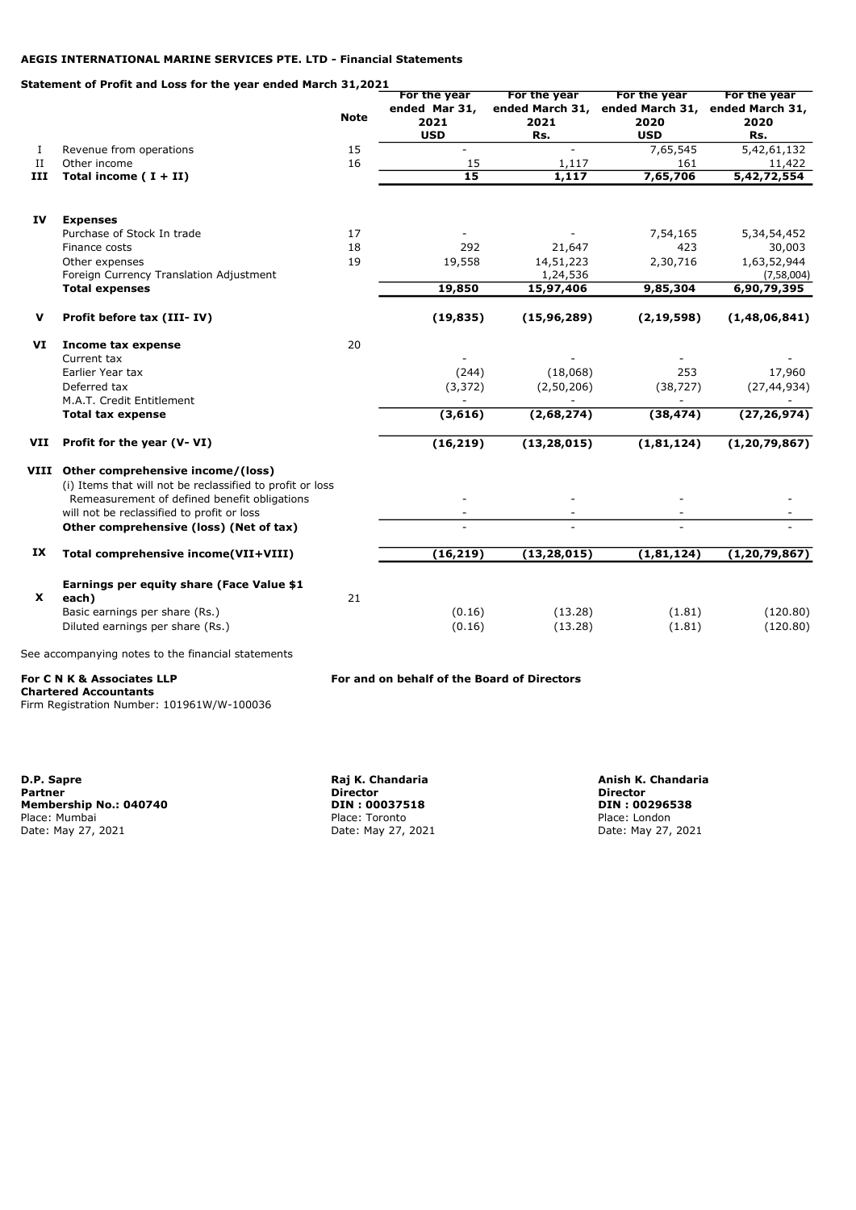**AEGIS INTERNATIONAL MARINE SERVICES PTE. LTD - Financial Statements**

**Statement of Profit and Loss for the year ended March 31,2021**

| | | Note | For the year ended Mar 31, 2021 USD | For the year ended March 31, 2021 Rs. | For the year ended March 31, 2020 USD | For the year ended March 31, 2020 Rs. |
|---|---|---|---|---|---|---|
| I | Revenue from operations | 15 | - | - | 7,65,545 | 5,42,61,132 |
| II | Other income | 16 | 15 | 1,117 | 161 | 11,422 |
| **III** | **Total income ( I + II)** | | **15** | **1,117** | **7,65,706** | **5,42,72,554** |
| **IV** | **Expenses** | | | | | |
| | Purchase of Stock In trade | 17 | - | - | 7,54,165 | 5,34,54,452 |
| | Finance costs | 18 | 292 | 21,647 | 423 | 30,003 |
| | Other expenses | 19 | 19,558 | 14,51,223 | 2,30,716 | 1,63,52,944 |
| | Foreign Currency Translation Adjustment | | | 1,24,536 | | (7,58,004) |
| | **Total expenses** | | **19,850** | **15,97,406** | **9,85,304** | **6,90,79,395** |
| **V** | **Profit before tax (III- IV)** | | **(19,835)** | **(15,96,289)** | **(2,19,598)** | **(1,48,06,841)** |
| **VI** | **Income tax expense** | 20 | | | | |
| | Current tax | | - | - | - | - |
| | Earlier Year tax | | (244) | (18,068) | 253 | 17,960 |
| | Deferred tax | | (3,372) | (2,50,206) | (38,727) | (27,44,934) |
| | M.A.T. Credit Entitlement | | - | - | - | - |
| | **Total tax expense** | | **(3,616)** | **(2,68,274)** | **(38,474)** | **(27,26,974)** |
| **VII** | **Profit for the year (V- VI)** | | **(16,219)** | **(13,28,015)** | **(1,81,124)** | **(1,20,79,867)** |
| **VIII** | **Other comprehensive income/(loss)** | | | | | |
| | (i) Items that will not be reclassified to profit or loss | | | | | |
| | Remeasurement of defined benefit obligations | | - | - | - | - |
| | will not be reclassified to profit or loss | | - | - | - | - |
| | **Other comprehensive (loss) (Net of tax)** | | - | - | - | - |
| **IX** | **Total comprehensive income(VII+VIII)** | | **(16,219)** | **(13,28,015)** | **(1,81,124)** | **(1,20,79,867)** |
| **X** | **Earnings per equity share (Face Value $1 each)** | 21 | | | | |
| | Basic earnings per share (Rs.) | | (0.16) | (13.28) | (1.81) | (120.80) |
| | Diluted earnings per share (Rs.) | | (0.16) | (13.28) | (1.81) | (120.80) |

See accompanying notes to the financial statements

**For C N K & Associates LLP**
**Chartered Accountants**
Firm Registration Number: 101961W/W-100036

**For and on behalf of the Board of Directors**

**D.P. Sapre**
**Partner**
**Membership No.: 040740**
Place: Mumbai
Date: May 27, 2021

**Raj K. Chandaria**
**Director**
**DIN : 00037518**
Place: Toronto
Date: May 27, 2021

**Anish K. Chandaria**
**Director**
**DIN : 00296538**
Place: London
Date: May 27, 2021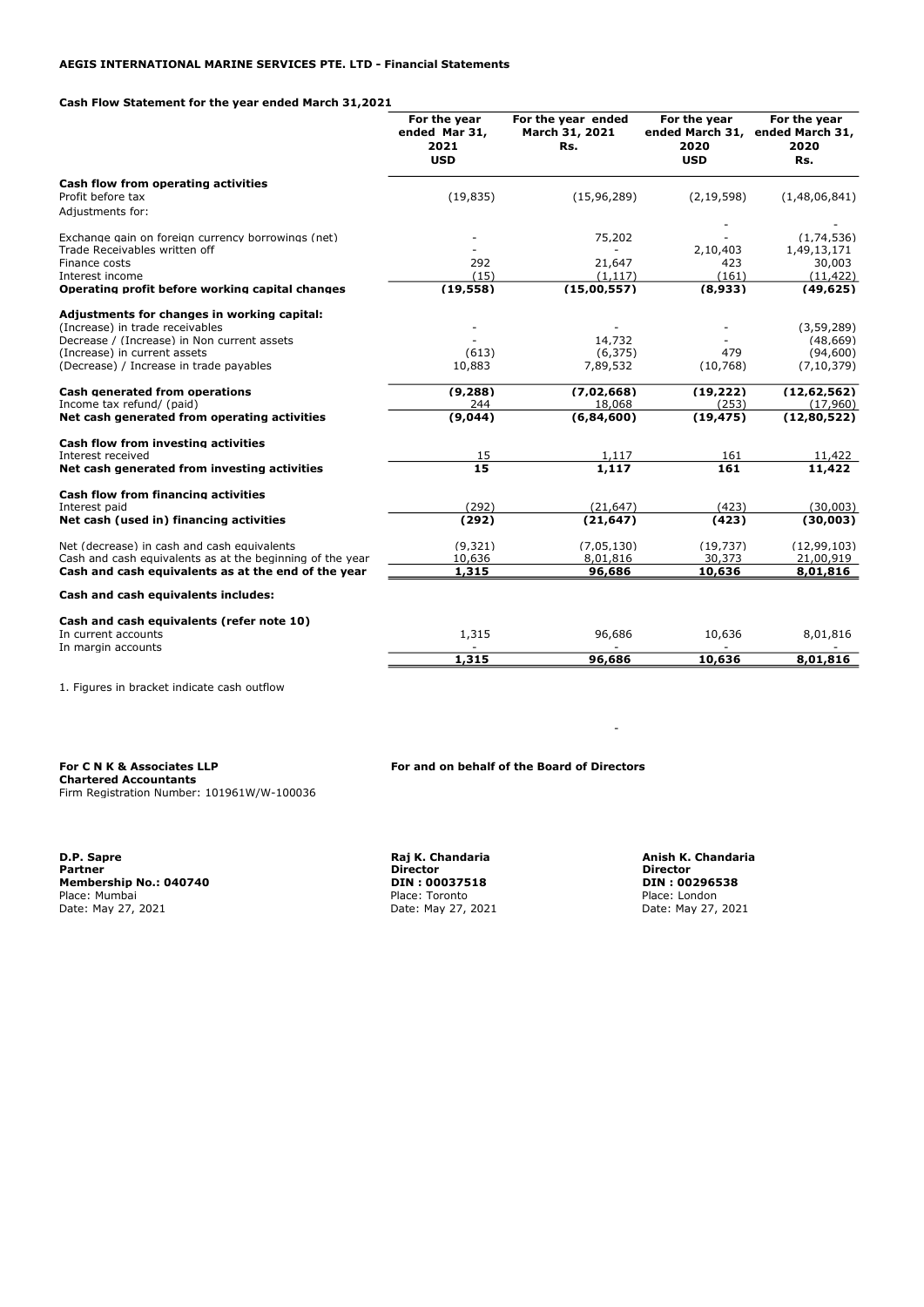**AEGIS INTERNATIONAL MARINE SERVICES PTE. LTD - Financial Statements**

**Cash Flow Statement for the year ended March 31,2021**

| | For the year ended Mar 31, 2021 USD | For the year ended March 31, 2021 Rs. | For the year ended March 31, 2020 USD | For the year ended March 31, 2020 Rs. |
|---|---|---|---|---|
| **Cash flow from operating activities** | | | | |
| Profit before tax | (19,835) | (15,96,289) | (2,19,598) | (1,48,06,841) |
| Adjustments for: | | | | |
| | | | - | - |
| Exchange gain on foreign currency borrowings (net) | - | 75,202 | - | (1,74,536) |
| Trade Receivables written off | - | - | 2,10,403 | 1,49,13,171 |
| Finance costs | 292 | 21,647 | 423 | 30,003 |
| Interest income | (15) | (1,117) | (161) | (11,422) |
| **Operating profit before working capital changes** | **(19,558)** | **(15,00,557)** | **(8,933)** | **(49,625)** |
| **Adjustments for changes in working capital:** | | | | |
| (Increase) in trade receivables | - | - | - | (3,59,289) |
| Decrease / (Increase) in Non current assets | - | 14,732 | - | (48,669) |
| (Increase) in current assets | (613) | (6,375) | 479 | (94,600) |
| (Decrease) / Increase in trade payables | 10,883 | 7,89,532 | (10,768) | (7,10,379) |
| **Cash generated from operations** | **(9,288)** | **(7,02,668)** | **(19,222)** | **(12,62,562)** |
| Income tax refund/ (paid) | 244 | 18,068 | (253) | (17,960) |
| **Net cash generated from operating activities** | **(9,044)** | **(6,84,600)** | **(19,475)** | **(12,80,522)** |
| **Cash flow from investing activities** | | | | |
| Interest received | 15 | 1,117 | 161 | 11,422 |
| **Net cash generated from investing activities** | **15** | **1,117** | **161** | **11,422** |
| **Cash flow from financing activities** | | | | |
| Interest paid | (292) | (21,647) | (423) | (30,003) |
| **Net cash (used in) financing activities** | **(292)** | **(21,647)** | **(423)** | **(30,003)** |
| Net (decrease) in cash and cash equivalents | (9,321) | (7,05,130) | (19,737) | (12,99,103) |
| Cash and cash equivalents as at the beginning of the year | 10,636 | 8,01,816 | 30,373 | 21,00,919 |
| **Cash and cash equivalents as at the end of the year** | **1,315** | **96,686** | **10,636** | **8,01,816** |
| **Cash and cash equivalents includes:** | | | | |
| **Cash and cash equivalents (refer note 10)** | | | | |
| In current accounts | 1,315 | 96,686 | 10,636 | 8,01,816 |
| In margin accounts | - | - | - | - |
| | **1,315** | **96,686** | **10,636** | **8,01,816** |

1. Figures in bracket indicate cash outflow

**For C N K & Associates LLP**
**Chartered Accountants**
Firm Registration Number: 101961W/W-100036

**For and on behalf of the Board of Directors**

**D.P. Sapre**
**Partner**
**Membership No.: 040740**
Place: Mumbai
Date: May 27, 2021

**Raj K. Chandaria**
**Director**
**DIN : 00037518**
Place: Toronto
Date: May 27, 2021

**Anish K. Chandaria**
**Director**
**DIN : 00296538**
Place: London
Date: May 27, 2021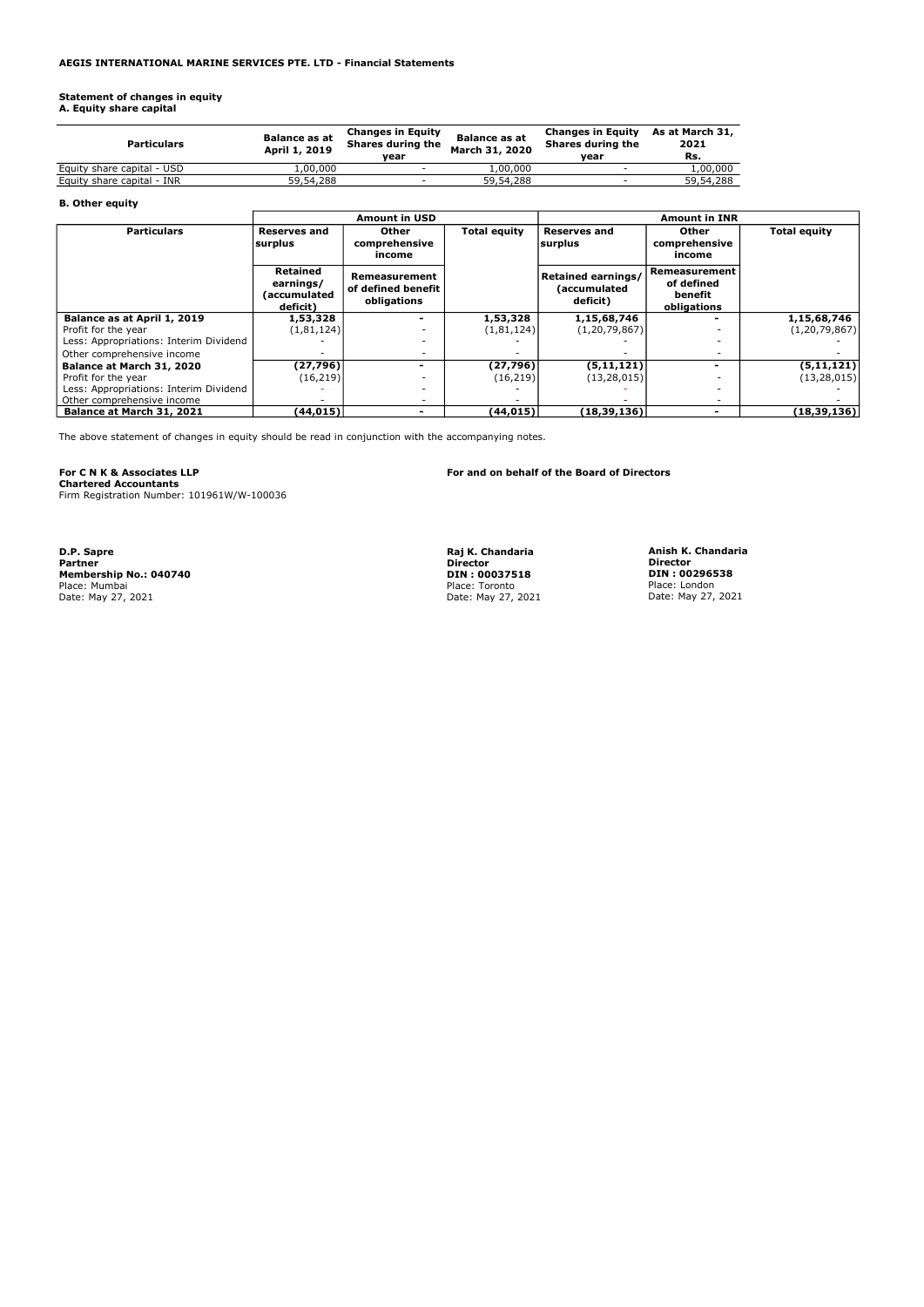**AEGIS INTERNATIONAL MARINE SERVICES PTE. LTD - Financial Statements**

**Statement of changes in equity**

**A. Equity share capital**

| Particulars | Balance as at April 1, 2019 | Changes in Equity Shares during the year | Balance as at March 31, 2020 | Changes in Equity Shares during the year | As at March 31, 2021 Rs. |
|---|---|---|---|---|---|
| Equity share capital - USD | 1,00,000 | - | 1,00,000 | - | 1,00,000 |
| Equity share capital - INR | 59,54,288 | - | 59,54,288 | - | 59,54,288 |

**B. Other equity**

| | Amount in USD | | | Amount in INR | | |
|---|---|---|---|---|---|---|
| **Particulars** | **Reserves and surplus** | **Other comprehensive income** | **Total equity** | **Reserves and surplus** | **Other comprehensive income** | **Total equity** |
| | **Retained earnings/ (accumulated deficit)** | **Remeasurement of defined benefit obligations** | | **Retained earnings/ (accumulated deficit)** | **Remeasurement of defined benefit obligations** | |
| **Balance as at April 1, 2019** | **1,53,328** | **-** | **1,53,328** | **1,15,68,746** | **-** | **1,15,68,746** |
| Profit for the year | (1,81,124) | - | (1,81,124) | (1,20,79,867) | - | (1,20,79,867) |
| Less: Appropriations: Interim Dividend | - | - | - | - | - | - |
| Other comprehensive income | - | - | - | - | - | - |
| **Balance at March 31, 2020** | **(27,796)** | **-** | **(27,796)** | **(5,11,121)** | **-** | **(5,11,121)** |
| Profit for the year | (16,219) | - | (16,219) | (13,28,015) | - | (13,28,015) |
| Less: Appropriations: Interim Dividend | - | - | - | - | - | - |
| Other comprehensive income | - | - | - | - | - | - |
| **Balance at March 31, 2021** | **(44,015)** | **-** | **(44,015)** | **(18,39,136)** | **-** | **(18,39,136)** |

The above statement of changes in equity should be read in conjunction with the accompanying notes.

**For C N K & Associates LLP**
**Chartered Accountants**
Firm Registration Number: 101961W/W-100036

**D.P. Sapre**
**Partner**
**Membership No.: 040740**
Place: Mumbai
Date: May 27, 2021

**For and on behalf of the Board of Directors**

**Raj K. Chandaria**
**Director**
**DIN : 00037518**
Place: Toronto
Date: May 27, 2021

**Anish K. Chandaria**
**Director**
**DIN : 00296538**
Place: London
Date: May 27, 2021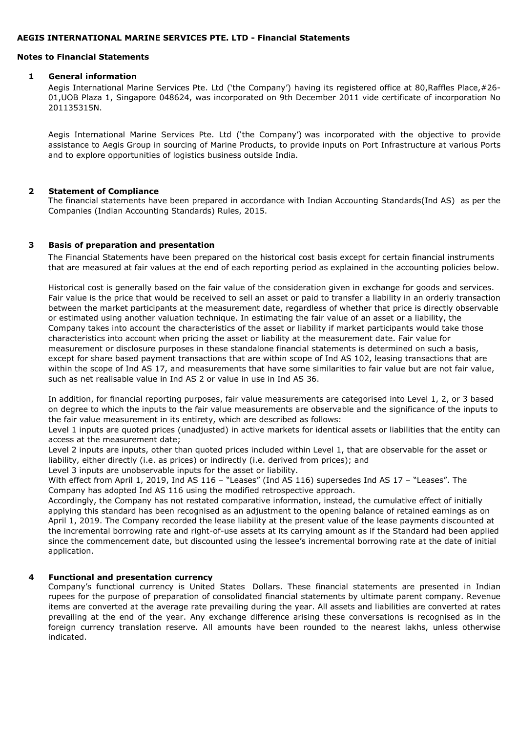**AEGIS INTERNATIONAL MARINE SERVICES PTE. LTD - Financial Statements**

**Notes to Financial Statements**

## 1 General information

Aegis International Marine Services Pte. Ltd ('the Company') having its registered office at 80,Raffles Place,#26-01,UOB Plaza 1, Singapore 048624, was incorporated on 9th December 2011 vide certificate of incorporation No 201135315N.

Aegis International Marine Services Pte. Ltd ('the Company') was incorporated with the objective to provide assistance to Aegis Group in sourcing of Marine Products, to provide inputs on Port Infrastructure at various Ports and to explore opportunities of logistics business outside India.

## 2 Statement of Compliance

The financial statements have been prepared in accordance with Indian Accounting Standards(Ind AS) as per the Companies (Indian Accounting Standards) Rules, 2015.

## 3 Basis of preparation and presentation

The Financial Statements have been prepared on the historical cost basis except for certain financial instruments that are measured at fair values at the end of each reporting period as explained in the accounting policies below.

Historical cost is generally based on the fair value of the consideration given in exchange for goods and services. Fair value is the price that would be received to sell an asset or paid to transfer a liability in an orderly transaction between the market participants at the measurement date, regardless of whether that price is directly observable or estimated using another valuation technique. In estimating the fair value of an asset or a liability, the Company takes into account the characteristics of the asset or liability if market participants would take those characteristics into account when pricing the asset or liability at the measurement date. Fair value for measurement or disclosure purposes in these standalone financial statements is determined on such a basis, except for share based payment transactions that are within scope of Ind AS 102, leasing transactions that are within the scope of Ind AS 17, and measurements that have some similarities to fair value but are not fair value, such as net realisable value in Ind AS 2 or value in use in Ind AS 36.

In addition, for financial reporting purposes, fair value measurements are categorised into Level 1, 2, or 3 based on degree to which the inputs to the fair value measurements are observable and the significance of the inputs to the fair value measurement in its entirety, which are described as follows:

Level 1 inputs are quoted prices (unadjusted) in active markets for identical assets or liabilities that the entity can access at the measurement date;

Level 2 inputs are inputs, other than quoted prices included within Level 1, that are observable for the asset or liability, either directly (i.e. as prices) or indirectly (i.e. derived from prices); and

Level 3 inputs are unobservable inputs for the asset or liability.

With effect from April 1, 2019, Ind AS 116 – "Leases" (Ind AS 116) supersedes Ind AS 17 – "Leases". The Company has adopted Ind AS 116 using the modified retrospective approach.

Accordingly, the Company has not restated comparative information, instead, the cumulative effect of initially applying this standard has been recognised as an adjustment to the opening balance of retained earnings as on April 1, 2019. The Company recorded the lease liability at the present value of the lease payments discounted at the incremental borrowing rate and right-of-use assets at its carrying amount as if the Standard had been applied since the commencement date, but discounted using the lessee's incremental borrowing rate at the date of initial application.

## 4 Functional and presentation currency

Company's functional currency is United States Dollars. These financial statements are presented in Indian rupees for the purpose of preparation of consolidated financial statements by ultimate parent company. Revenue items are converted at the average rate prevailing during the year. All assets and liabilities are converted at rates prevailing at the end of the year. Any exchange difference arising these conversations is recognised as in the foreign currency translation reserve. All amounts have been rounded to the nearest lakhs, unless otherwise indicated.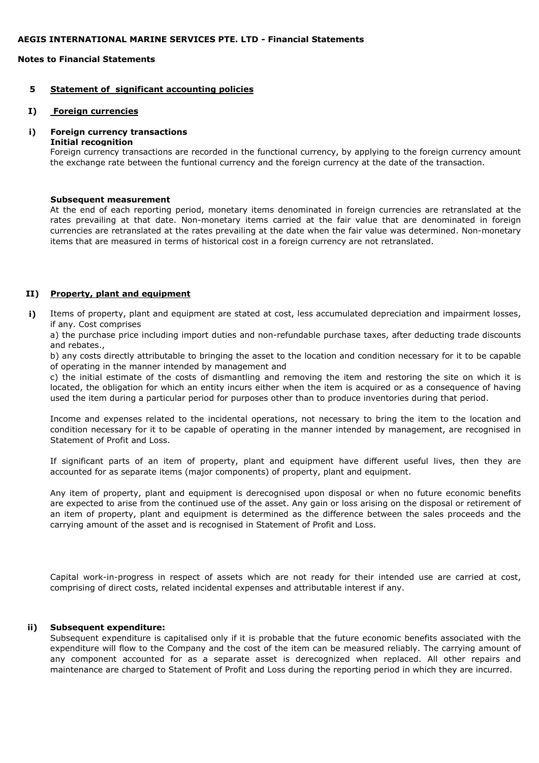**AEGIS INTERNATIONAL MARINE SERVICES PTE. LTD - Financial Statements**

**Notes to Financial Statements**

## 5 Statement of significant accounting policies

### I) Foreign currencies

#### i) Foreign currency transactions

**Initial recognition**

Foreign currency transactions are recorded in the functional currency, by applying to the foreign currency amount the exchange rate between the funtional currency and the foreign currency at the date of the transaction.

**Subsequent measurement**

At the end of each reporting period, monetary items denominated in foreign currencies are retranslated at the rates prevailing at that date. Non-monetary items carried at the fair value that are denominated in foreign currencies are retranslated at the rates prevailing at the date when the fair value was determined. Non-monetary items that are measured in terms of historical cost in a foreign currency are not retranslated.

### II) Property, plant and equipment

**i)** Items of property, plant and equipment are stated at cost, less accumulated depreciation and impairment losses, if any. Cost comprises

a) the purchase price including import duties and non-refundable purchase taxes, after deducting trade discounts and rebates.,

b) any costs directly attributable to bringing the asset to the location and condition necessary for it to be capable of operating in the manner intended by management and

c) the initial estimate of the costs of dismantling and removing the item and restoring the site on which it is located, the obligation for which an entity incurs either when the item is acquired or as a consequence of having used the item during a particular period for purposes other than to produce inventories during that period.

Income and expenses related to the incidental operations, not necessary to bring the item to the location and condition necessary for it to be capable of operating in the manner intended by management, are recognised in Statement of Profit and Loss.

If significant parts of an item of property, plant and equipment have different useful lives, then they are accounted for as separate items (major components) of property, plant and equipment.

Any item of property, plant and equipment is derecognised upon disposal or when no future economic benefits are expected to arise from the continued use of the asset. Any gain or loss arising on the disposal or retirement of an item of property, plant and equipment is determined as the difference between the sales proceeds and the carrying amount of the asset and is recognised in Statement of Profit and Loss.

Capital work-in-progress in respect of assets which are not ready for their intended use are carried at cost, comprising of direct costs, related incidental expenses and attributable interest if any.

#### ii) Subsequent expenditure:

Subsequent expenditure is capitalised only if it is probable that the future economic benefits associated with the expenditure will flow to the Company and the cost of the item can be measured reliably. The carrying amount of any component accounted for as a separate asset is derecognized when replaced. All other repairs and maintenance are charged to Statement of Profit and Loss during the reporting period in which they are incurred.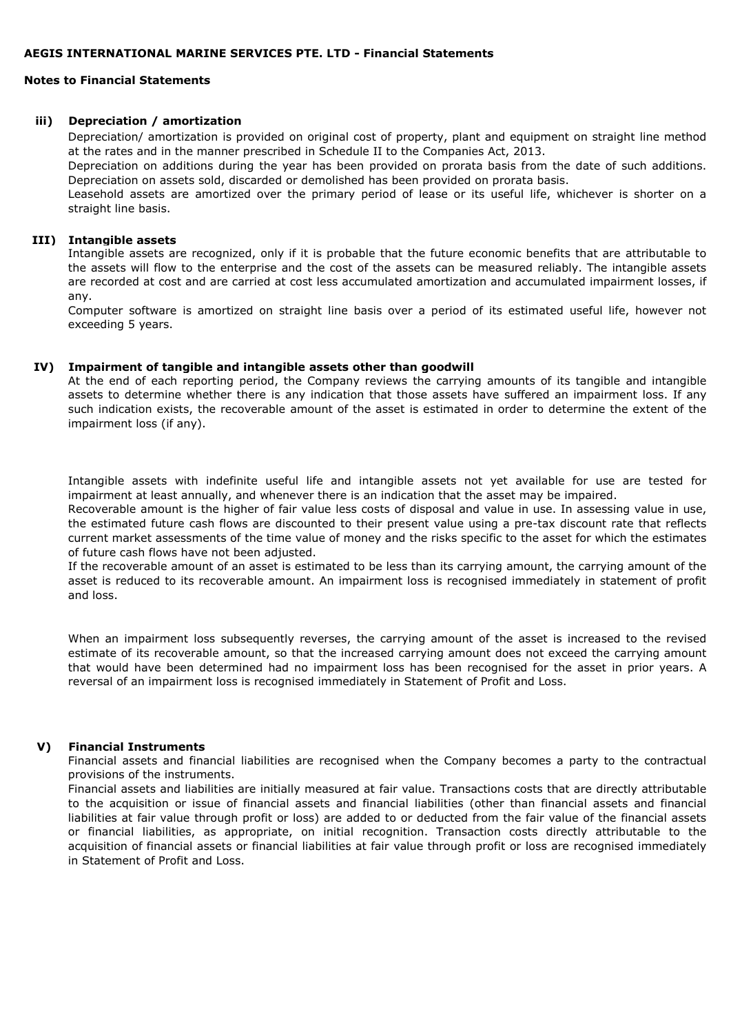**AEGIS INTERNATIONAL MARINE SERVICES PTE. LTD - Financial Statements**

**Notes to Financial Statements**

**iii) Depreciation / amortization**

Depreciation/ amortization is provided on original cost of property, plant and equipment on straight line method at the rates and in the manner prescribed in Schedule II to the Companies Act, 2013.

Depreciation on additions during the year has been provided on prorata basis from the date of such additions. Depreciation on assets sold, discarded or demolished has been provided on prorata basis.

Leasehold assets are amortized over the primary period of lease or its useful life, whichever is shorter on a straight line basis.

**III) Intangible assets**

Intangible assets are recognized, only if it is probable that the future economic benefits that are attributable to the assets will flow to the enterprise and the cost of the assets can be measured reliably. The intangible assets are recorded at cost and are carried at cost less accumulated amortization and accumulated impairment losses, if any.

Computer software is amortized on straight line basis over a period of its estimated useful life, however not exceeding 5 years.

**IV) Impairment of tangible and intangible assets other than goodwill**

At the end of each reporting period, the Company reviews the carrying amounts of its tangible and intangible assets to determine whether there is any indication that those assets have suffered an impairment loss. If any such indication exists, the recoverable amount of the asset is estimated in order to determine the extent of the impairment loss (if any).

Intangible assets with indefinite useful life and intangible assets not yet available for use are tested for impairment at least annually, and whenever there is an indication that the asset may be impaired.

Recoverable amount is the higher of fair value less costs of disposal and value in use. In assessing value in use, the estimated future cash flows are discounted to their present value using a pre-tax discount rate that reflects current market assessments of the time value of money and the risks specific to the asset for which the estimates of future cash flows have not been adjusted.

If the recoverable amount of an asset is estimated to be less than its carrying amount, the carrying amount of the asset is reduced to its recoverable amount. An impairment loss is recognised immediately in statement of profit and loss.

When an impairment loss subsequently reverses, the carrying amount of the asset is increased to the revised estimate of its recoverable amount, so that the increased carrying amount does not exceed the carrying amount that would have been determined had no impairment loss has been recognised for the asset in prior years. A reversal of an impairment loss is recognised immediately in Statement of Profit and Loss.

**V) Financial Instruments**

Financial assets and financial liabilities are recognised when the Company becomes a party to the contractual provisions of the instruments.

Financial assets and liabilities are initially measured at fair value. Transactions costs that are directly attributable to the acquisition or issue of financial assets and financial liabilities (other than financial assets and financial liabilities at fair value through profit or loss) are added to or deducted from the fair value of the financial assets or financial liabilities, as appropriate, on initial recognition. Transaction costs directly attributable to the acquisition of financial assets or financial liabilities at fair value through profit or loss are recognised immediately in Statement of Profit and Loss.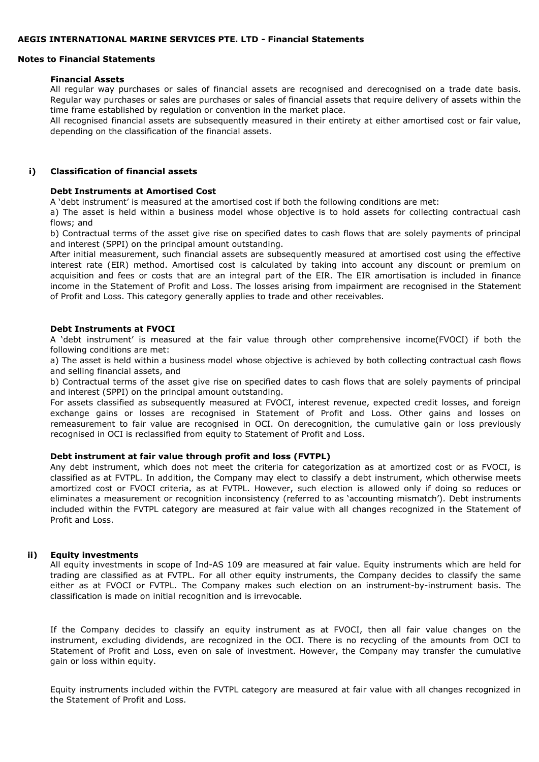**Financial Assets**

All regular way purchases or sales of financial assets are recognised and derecognised on a trade date basis. Regular way purchases or sales are purchases or sales of financial assets that require delivery of assets within the time frame established by regulation or convention in the market place.

All recognised financial assets are subsequently measured in their entirety at either amortised cost or fair value, depending on the classification of the financial assets.

**i) Classification of financial assets**

**Debt Instruments at Amortised Cost**

A 'debt instrument' is measured at the amortised cost if both the following conditions are met:

a) The asset is held within a business model whose objective is to hold assets for collecting contractual cash flows; and

b) Contractual terms of the asset give rise on specified dates to cash flows that are solely payments of principal and interest (SPPI) on the principal amount outstanding.

After initial measurement, such financial assets are subsequently measured at amortised cost using the effective interest rate (EIR) method. Amortised cost is calculated by taking into account any discount or premium on acquisition and fees or costs that are an integral part of the EIR. The EIR amortisation is included in finance income in the Statement of Profit and Loss. The losses arising from impairment are recognised in the Statement of Profit and Loss. This category generally applies to trade and other receivables.

**Debt Instruments at FVOCI**

A 'debt instrument' is measured at the fair value through other comprehensive income(FVOCI) if both the following conditions are met:

a) The asset is held within a business model whose objective is achieved by both collecting contractual cash flows and selling financial assets, and

b) Contractual terms of the asset give rise on specified dates to cash flows that are solely payments of principal and interest (SPPI) on the principal amount outstanding.

For assets classified as subsequently measured at FVOCI, interest revenue, expected credit losses, and foreign exchange gains or losses are recognised in Statement of Profit and Loss. Other gains and losses on remeasurement to fair value are recognised in OCI. On derecognition, the cumulative gain or loss previously recognised in OCI is reclassified from equity to Statement of Profit and Loss.

**Debt instrument at fair value through profit and loss (FVTPL)**

Any debt instrument, which does not meet the criteria for categorization as at amortized cost or as FVOCI, is classified as at FVTPL. In addition, the Company may elect to classify a debt instrument, which otherwise meets amortized cost or FVOCI criteria, as at FVTPL. However, such election is allowed only if doing so reduces or eliminates a measurement or recognition inconsistency (referred to as 'accounting mismatch'). Debt instruments included within the FVTPL category are measured at fair value with all changes recognized in the Statement of Profit and Loss.

**ii) Equity investments**

All equity investments in scope of Ind-AS 109 are measured at fair value. Equity instruments which are held for trading are classified as at FVTPL. For all other equity instruments, the Company decides to classify the same either as at FVOCI or FVTPL. The Company makes such election on an instrument-by-instrument basis. The classification is made on initial recognition and is irrevocable.

If the Company decides to classify an equity instrument as at FVOCI, then all fair value changes on the instrument, excluding dividends, are recognized in the OCI. There is no recycling of the amounts from OCI to Statement of Profit and Loss, even on sale of investment. However, the Company may transfer the cumulative gain or loss within equity.

Equity instruments included within the FVTPL category are measured at fair value with all changes recognized in the Statement of Profit and Loss.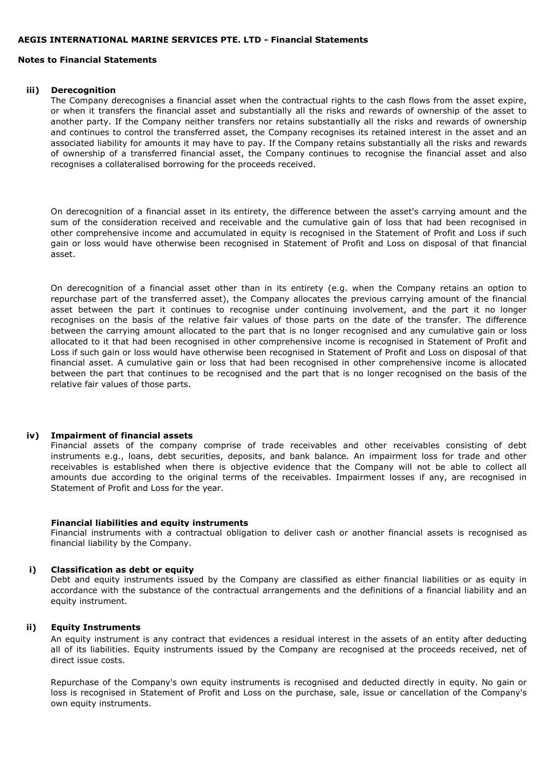**AEGIS INTERNATIONAL MARINE SERVICES PTE. LTD - Financial Statements**

**Notes to Financial Statements**

**iii) Derecognition**

The Company derecognises a financial asset when the contractual rights to the cash flows from the asset expire, or when it transfers the financial asset and substantially all the risks and rewards of ownership of the asset to another party. If the Company neither transfers nor retains substantially all the risks and rewards of ownership and continues to control the transferred asset, the Company recognises its retained interest in the asset and an associated liability for amounts it may have to pay. If the Company retains substantially all the risks and rewards of ownership of a transferred financial asset, the Company continues to recognise the financial asset and also recognises a collateralised borrowing for the proceeds received.

On derecognition of a financial asset in its entirety, the difference between the asset's carrying amount and the sum of the consideration received and receivable and the cumulative gain of loss that had been recognised in other comprehensive income and accumulated in equity is recognised in the Statement of Profit and Loss if such gain or loss would have otherwise been recognised in Statement of Profit and Loss on disposal of that financial asset.

On derecognition of a financial asset other than in its entirety (e.g. when the Company retains an option to repurchase part of the transferred asset), the Company allocates the previous carrying amount of the financial asset between the part it continues to recognise under continuing involvement, and the part it no longer recognises on the basis of the relative fair values of those parts on the date of the transfer. The difference between the carrying amount allocated to the part that is no longer recognised and any cumulative gain or loss allocated to it that had been recognised in other comprehensive income is recognised in Statement of Profit and Loss if such gain or loss would have otherwise been recognised in Statement of Profit and Loss on disposal of that financial asset. A cumulative gain or loss that had been recognised in other comprehensive income is allocated between the part that continues to be recognised and the part that is no longer recognised on the basis of the relative fair values of those parts.

**iv) Impairment of financial assets**

Financial assets of the company comprise of trade receivables and other receivables consisting of debt instruments e.g., loans, debt securities, deposits, and bank balance. An impairment loss for trade and other receivables is established when there is objective evidence that the Company will not be able to collect all amounts due according to the original terms of the receivables. Impairment losses if any, are recognised in Statement of Profit and Loss for the year.

**Financial liabilities and equity instruments**

Financial instruments with a contractual obligation to deliver cash or another financial assets is recognised as financial liability by the Company.

**i) Classification as debt or equity**

Debt and equity instruments issued by the Company are classified as either financial liabilities or as equity in accordance with the substance of the contractual arrangements and the definitions of a financial liability and an equity instrument.

**ii) Equity Instruments**

An equity instrument is any contract that evidences a residual interest in the assets of an entity after deducting all of its liabilities. Equity instruments issued by the Company are recognised at the proceeds received, net of direct issue costs.

Repurchase of the Company's own equity instruments is recognised and deducted directly in equity. No gain or loss is recognised in Statement of Profit and Loss on the purchase, sale, issue or cancellation of the Company's own equity instruments.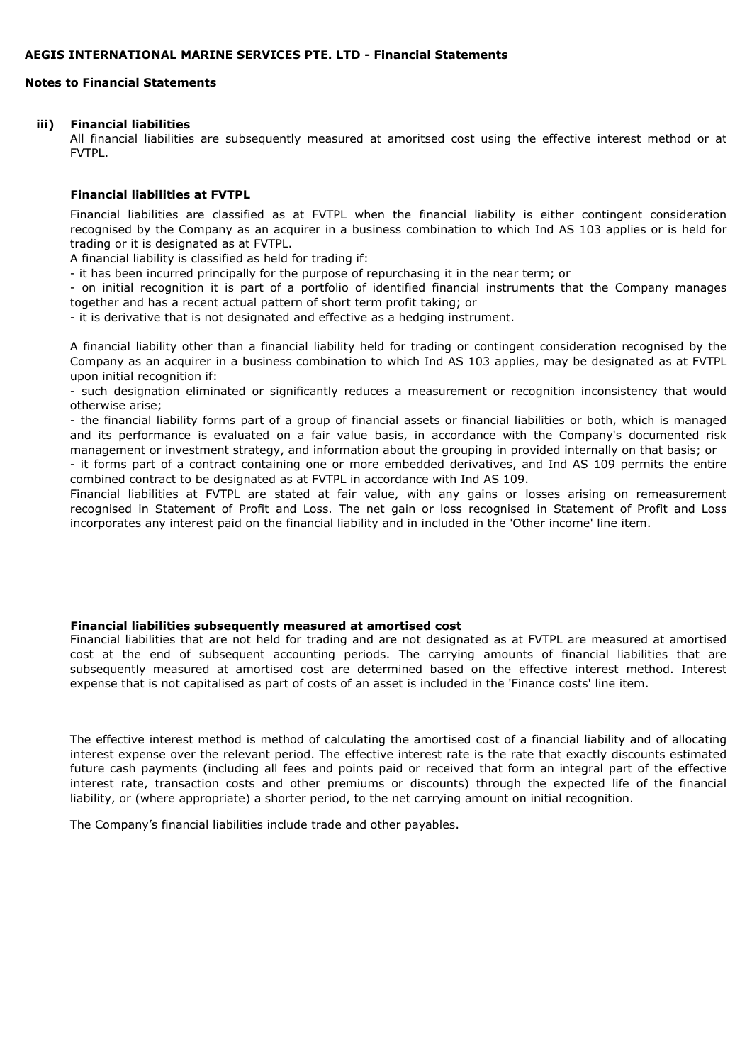**iii) Financial liabilities**

All financial liabilities are subsequently measured at amoritsed cost using the effective interest method or at FVTPL.

**Financial liabilities at FVTPL**

Financial liabilities are classified as at FVTPL when the financial liability is either contingent consideration recognised by the Company as an acquirer in a business combination to which Ind AS 103 applies or is held for trading or it is designated as at FVTPL.

A financial liability is classified as held for trading if:

- it has been incurred principally for the purpose of repurchasing it in the near term; or
- on initial recognition it is part of a portfolio of identified financial instruments that the Company manages together and has a recent actual pattern of short term profit taking; or
- it is derivative that is not designated and effective as a hedging instrument.

A financial liability other than a financial liability held for trading or contingent consideration recognised by the Company as an acquirer in a business combination to which Ind AS 103 applies, may be designated as at FVTPL upon initial recognition if:

- such designation eliminated or significantly reduces a measurement or recognition inconsistency that would otherwise arise;
- the financial liability forms part of a group of financial assets or financial liabilities or both, which is managed and its performance is evaluated on a fair value basis, in accordance with the Company's documented risk management or investment strategy, and information about the grouping in provided internally on that basis; or
- it forms part of a contract containing one or more embedded derivatives, and Ind AS 109 permits the entire combined contract to be designated as at FVTPL in accordance with Ind AS 109.

Financial liabilities at FVTPL are stated at fair value, with any gains or losses arising on remeasurement recognised in Statement of Profit and Loss. The net gain or loss recognised in Statement of Profit and Loss incorporates any interest paid on the financial liability and in included in the 'Other income' line item.

**Financial liabilities subsequently measured at amortised cost**

Financial liabilities that are not held for trading and are not designated as at FVTPL are measured at amortised cost at the end of subsequent accounting periods. The carrying amounts of financial liabilities that are subsequently measured at amortised cost are determined based on the effective interest method. Interest expense that is not capitalised as part of costs of an asset is included in the 'Finance costs' line item.

The effective interest method is method of calculating the amortised cost of a financial liability and of allocating interest expense over the relevant period. The effective interest rate is the rate that exactly discounts estimated future cash payments (including all fees and points paid or received that form an integral part of the effective interest rate, transaction costs and other premiums or discounts) through the expected life of the financial liability, or (where appropriate) a shorter period, to the net carrying amount on initial recognition.

The Company's financial liabilities include trade and other payables.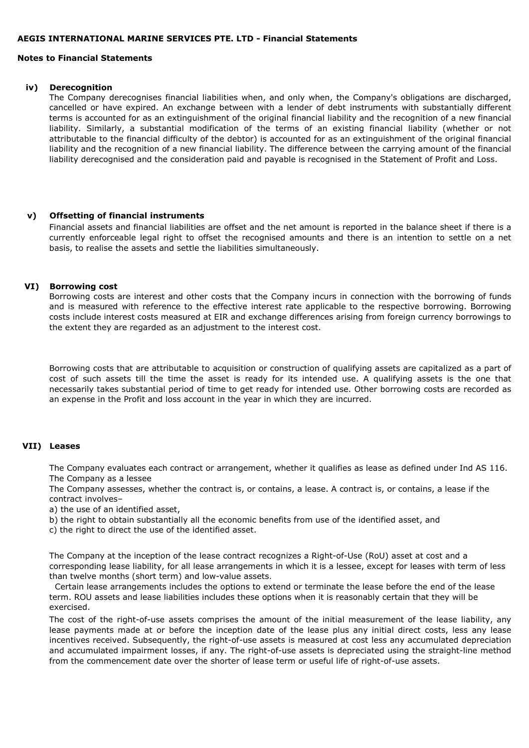**AEGIS INTERNATIONAL MARINE SERVICES PTE. LTD - Financial Statements**

**Notes to Financial Statements**

**iv) Derecognition**

The Company derecognises financial liabilities when, and only when, the Company's obligations are discharged, cancelled or have expired. An exchange between with a lender of debt instruments with substantially different terms is accounted for as an extinguishment of the original financial liability and the recognition of a new financial liability. Similarly, a substantial modification of the terms of an existing financial liability (whether or not attributable to the financial difficulty of the debtor) is accounted for as an extinguishment of the original financial liability and the recognition of a new financial liability. The difference between the carrying amount of the financial liability derecognised and the consideration paid and payable is recognised in the Statement of Profit and Loss.

**v) Offsetting of financial instruments**

Financial assets and financial liabilities are offset and the net amount is reported in the balance sheet if there is a currently enforceable legal right to offset the recognised amounts and there is an intention to settle on a net basis, to realise the assets and settle the liabilities simultaneously.

**VI) Borrowing cost**

Borrowing costs are interest and other costs that the Company incurs in connection with the borrowing of funds and is measured with reference to the effective interest rate applicable to the respective borrowing. Borrowing costs include interest costs measured at EIR and exchange differences arising from foreign currency borrowings to the extent they are regarded as an adjustment to the interest cost.

Borrowing costs that are attributable to acquisition or construction of qualifying assets are capitalized as a part of cost of such assets till the time the asset is ready for its intended use. A qualifying assets is the one that necessarily takes substantial period of time to get ready for intended use. Other borrowing costs are recorded as an expense in the Profit and loss account in the year in which they are incurred.

**VII) Leases**

The Company evaluates each contract or arrangement, whether it qualifies as lease as defined under Ind AS 116.
The Company as a lessee

The Company assesses, whether the contract is, or contains, a lease. A contract is, or contains, a lease if the contract involves–

a) the use of an identified asset,

b) the right to obtain substantially all the economic benefits from use of the identified asset, and

c) the right to direct the use of the identified asset.

The Company at the inception of the lease contract recognizes a Right-of-Use (RoU) asset at cost and a corresponding lease liability, for all lease arrangements in which it is a lessee, except for leases with term of less than twelve months (short term) and low-value assets.

Certain lease arrangements includes the options to extend or terminate the lease before the end of the lease term. ROU assets and lease liabilities includes these options when it is reasonably certain that they will be exercised.

The cost of the right-of-use assets comprises the amount of the initial measurement of the lease liability, any lease payments made at or before the inception date of the lease plus any initial direct costs, less any lease incentives received. Subsequently, the right-of-use assets is measured at cost less any accumulated depreciation and accumulated impairment losses, if any. The right-of-use assets is depreciated using the straight-line method from the commencement date over the shorter of lease term or useful life of right-of-use assets.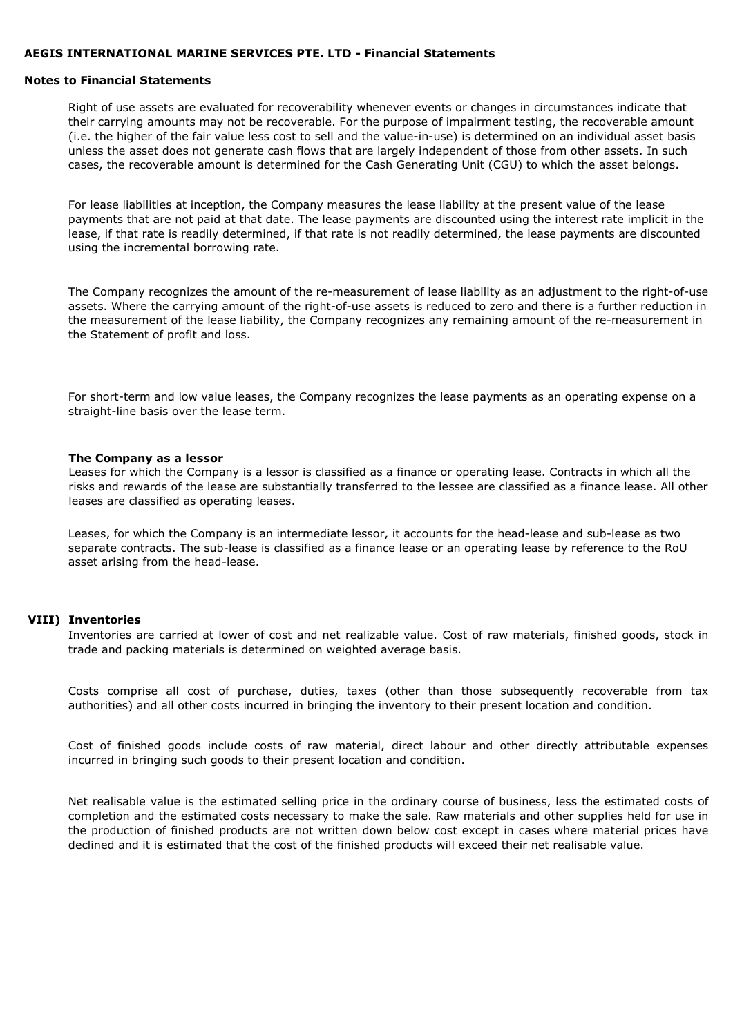Right of use assets are evaluated for recoverability whenever events or changes in circumstances indicate that their carrying amounts may not be recoverable. For the purpose of impairment testing, the recoverable amount (i.e. the higher of the fair value less cost to sell and the value-in-use) is determined on an individual asset basis unless the asset does not generate cash flows that are largely independent of those from other assets. In such cases, the recoverable amount is determined for the Cash Generating Unit (CGU) to which the asset belongs.

For lease liabilities at inception, the Company measures the lease liability at the present value of the lease payments that are not paid at that date. The lease payments are discounted using the interest rate implicit in the lease, if that rate is readily determined, if that rate is not readily determined, the lease payments are discounted using the incremental borrowing rate.

The Company recognizes the amount of the re-measurement of lease liability as an adjustment to the right-of-use assets. Where the carrying amount of the right-of-use assets is reduced to zero and there is a further reduction in the measurement of the lease liability, the Company recognizes any remaining amount of the re-measurement in the Statement of profit and loss.

For short-term and low value leases, the Company recognizes the lease payments as an operating expense on a straight-line basis over the lease term.

**The Company as a lessor**

Leases for which the Company is a lessor is classified as a finance or operating lease. Contracts in which all the risks and rewards of the lease are substantially transferred to the lessee are classified as a finance lease. All other leases are classified as operating leases.

Leases, for which the Company is an intermediate lessor, it accounts for the head-lease and sub-lease as two separate contracts. The sub-lease is classified as a finance lease or an operating lease by reference to the RoU asset arising from the head-lease.

## VIII) Inventories

Inventories are carried at lower of cost and net realizable value. Cost of raw materials, finished goods, stock in trade and packing materials is determined on weighted average basis.

Costs comprise all cost of purchase, duties, taxes (other than those subsequently recoverable from tax authorities) and all other costs incurred in bringing the inventory to their present location and condition.

Cost of finished goods include costs of raw material, direct labour and other directly attributable expenses incurred in bringing such goods to their present location and condition.

Net realisable value is the estimated selling price in the ordinary course of business, less the estimated costs of completion and the estimated costs necessary to make the sale. Raw materials and other supplies held for use in the production of finished products are not written down below cost except in cases where material prices have declined and it is estimated that the cost of the finished products will exceed their net realisable value.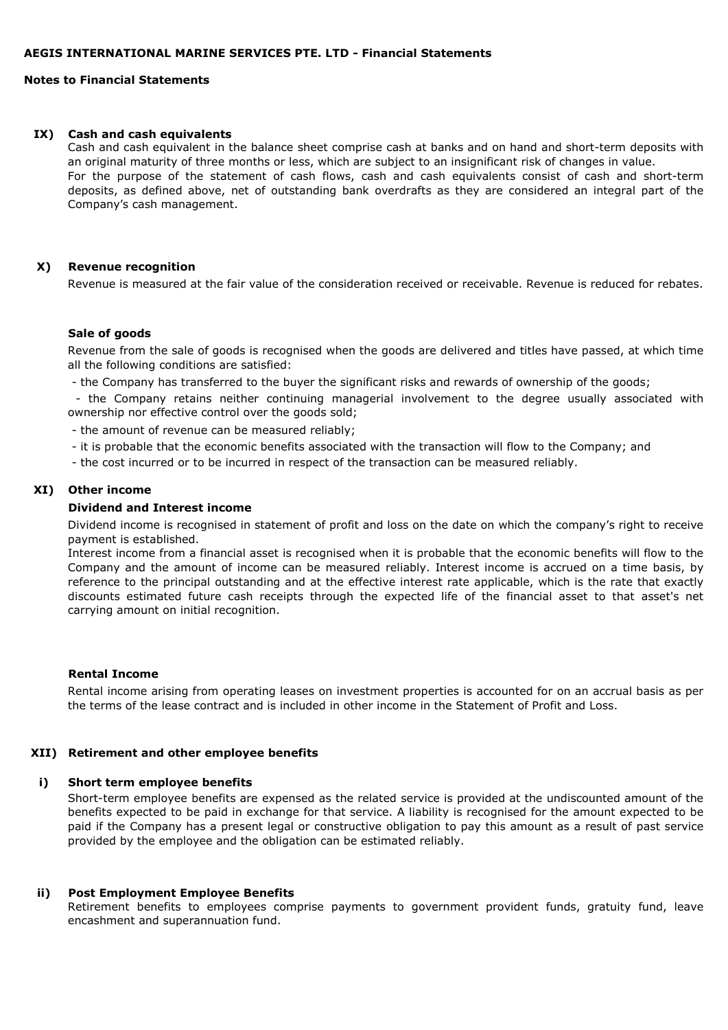**AEGIS INTERNATIONAL MARINE SERVICES PTE. LTD - Financial Statements**

**Notes to Financial Statements**

### IX) Cash and cash equivalents

Cash and cash equivalent in the balance sheet comprise cash at banks and on hand and short-term deposits with an original maturity of three months or less, which are subject to an insignificant risk of changes in value.
For the purpose of the statement of cash flows, cash and cash equivalents consist of cash and short-term deposits, as defined above, net of outstanding bank overdrafts as they are considered an integral part of the Company's cash management.

### X) Revenue recognition

Revenue is measured at the fair value of the consideration received or receivable. Revenue is reduced for rebates.

**Sale of goods**

Revenue from the sale of goods is recognised when the goods are delivered and titles have passed, at which time all the following conditions are satisfied:

- the Company has transferred to the buyer the significant risks and rewards of ownership of the goods;
- the Company retains neither continuing managerial involvement to the degree usually associated with ownership nor effective control over the goods sold;
- the amount of revenue can be measured reliably;
- it is probable that the economic benefits associated with the transaction will flow to the Company; and
- the cost incurred or to be incurred in respect of the transaction can be measured reliably.

### XI) Other income

**Dividend and Interest income**

Dividend income is recognised in statement of profit and loss on the date on which the company's right to receive payment is established.
Interest income from a financial asset is recognised when it is probable that the economic benefits will flow to the Company and the amount of income can be measured reliably. Interest income is accrued on a time basis, by reference to the principal outstanding and at the effective interest rate applicable, which is the rate that exactly discounts estimated future cash receipts through the expected life of the financial asset to that asset's net carrying amount on initial recognition.

**Rental Income**

Rental income arising from operating leases on investment properties is accounted for on an accrual basis as per the terms of the lease contract and is included in other income in the Statement of Profit and Loss.

### XII) Retirement and other employee benefits

**i) Short term employee benefits**

Short-term employee benefits are expensed as the related service is provided at the undiscounted amount of the benefits expected to be paid in exchange for that service. A liability is recognised for the amount expected to be paid if the Company has a present legal or constructive obligation to pay this amount as a result of past service provided by the employee and the obligation can be estimated reliably.

**ii) Post Employment Employee Benefits**

Retirement benefits to employees comprise payments to government provident funds, gratuity fund, leave encashment and superannuation fund.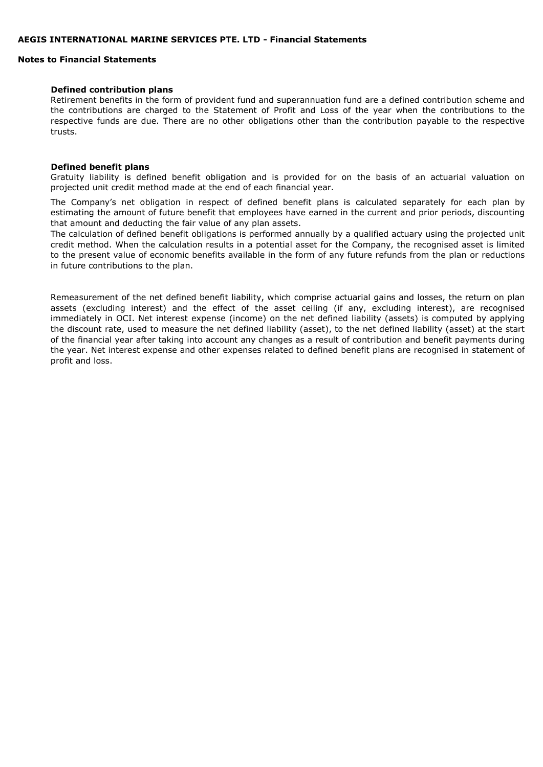**Defined contribution plans**

Retirement benefits in the form of provident fund and superannuation fund are a defined contribution scheme and the contributions are charged to the Statement of Profit and Loss of the year when the contributions to the respective funds are due. There are no other obligations other than the contribution payable to the respective trusts.

**Defined benefit plans**

Gratuity liability is defined benefit obligation and is provided for on the basis of an actuarial valuation on projected unit credit method made at the end of each financial year.

The Company's net obligation in respect of defined benefit plans is calculated separately for each plan by estimating the amount of future benefit that employees have earned in the current and prior periods, discounting that amount and deducting the fair value of any plan assets.

The calculation of defined benefit obligations is performed annually by a qualified actuary using the projected unit credit method. When the calculation results in a potential asset for the Company, the recognised asset is limited to the present value of economic benefits available in the form of any future refunds from the plan or reductions in future contributions to the plan.

Remeasurement of the net defined benefit liability, which comprise actuarial gains and losses, the return on plan assets (excluding interest) and the effect of the asset ceiling (if any, excluding interest), are recognised immediately in OCI. Net interest expense (income) on the net defined liability (assets) is computed by applying the discount rate, used to measure the net defined liability (asset), to the net defined liability (asset) at the start of the financial year after taking into account any changes as a result of contribution and benefit payments during the year. Net interest expense and other expenses related to defined benefit plans are recognised in statement of profit and loss.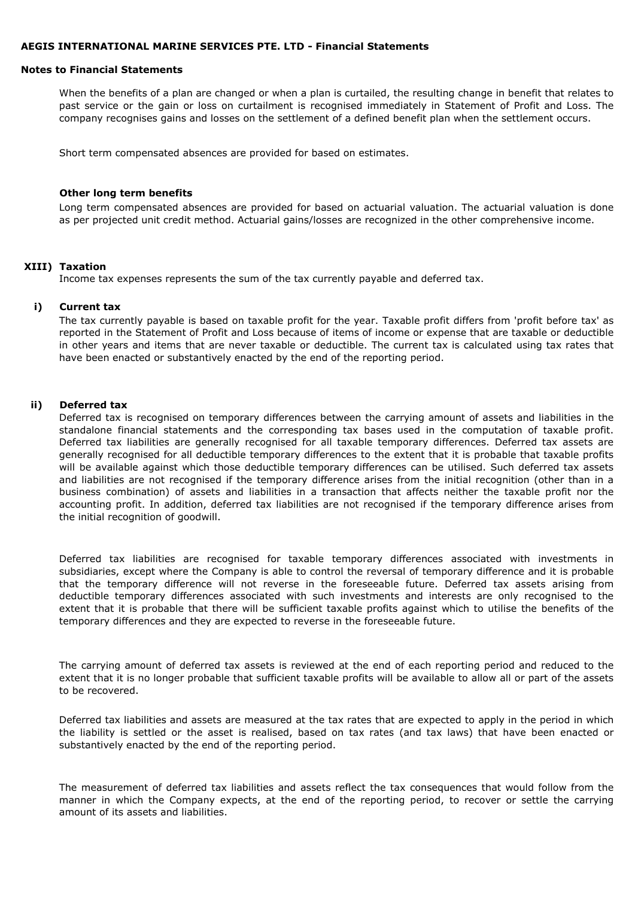When the benefits of a plan are changed or when a plan is curtailed, the resulting change in benefit that relates to past service or the gain or loss on curtailment is recognised immediately in Statement of Profit and Loss. The company recognises gains and losses on the settlement of a defined benefit plan when the settlement occurs.

Short term compensated absences are provided for based on estimates.

**Other long term benefits**

Long term compensated absences are provided for based on actuarial valuation. The actuarial valuation is done as per projected unit credit method. Actuarial gains/losses are recognized in the other comprehensive income.

**XIII) Taxation**

Income tax expenses represents the sum of the tax currently payable and deferred tax.

**i) Current tax**

The tax currently payable is based on taxable profit for the year. Taxable profit differs from 'profit before tax' as reported in the Statement of Profit and Loss because of items of income or expense that are taxable or deductible in other years and items that are never taxable or deductible. The current tax is calculated using tax rates that have been enacted or substantively enacted by the end of the reporting period.

**ii) Deferred tax**

Deferred tax is recognised on temporary differences between the carrying amount of assets and liabilities in the standalone financial statements and the corresponding tax bases used in the computation of taxable profit. Deferred tax liabilities are generally recognised for all taxable temporary differences. Deferred tax assets are generally recognised for all deductible temporary differences to the extent that it is probable that taxable profits will be available against which those deductible temporary differences can be utilised. Such deferred tax assets and liabilities are not recognised if the temporary difference arises from the initial recognition (other than in a business combination) of assets and liabilities in a transaction that affects neither the taxable profit nor the accounting profit. In addition, deferred tax liabilities are not recognised if the temporary difference arises from the initial recognition of goodwill.

Deferred tax liabilities are recognised for taxable temporary differences associated with investments in subsidiaries, except where the Company is able to control the reversal of temporary difference and it is probable that the temporary difference will not reverse in the foreseeable future. Deferred tax assets arising from deductible temporary differences associated with such investments and interests are only recognised to the extent that it is probable that there will be sufficient taxable profits against which to utilise the benefits of the temporary differences and they are expected to reverse in the foreseeable future.

The carrying amount of deferred tax assets is reviewed at the end of each reporting period and reduced to the extent that it is no longer probable that sufficient taxable profits will be available to allow all or part of the assets to be recovered.

Deferred tax liabilities and assets are measured at the tax rates that are expected to apply in the period in which the liability is settled or the asset is realised, based on tax rates (and tax laws) that have been enacted or substantively enacted by the end of the reporting period.

The measurement of deferred tax liabilities and assets reflect the tax consequences that would follow from the manner in which the Company expects, at the end of the reporting period, to recover or settle the carrying amount of its assets and liabilities.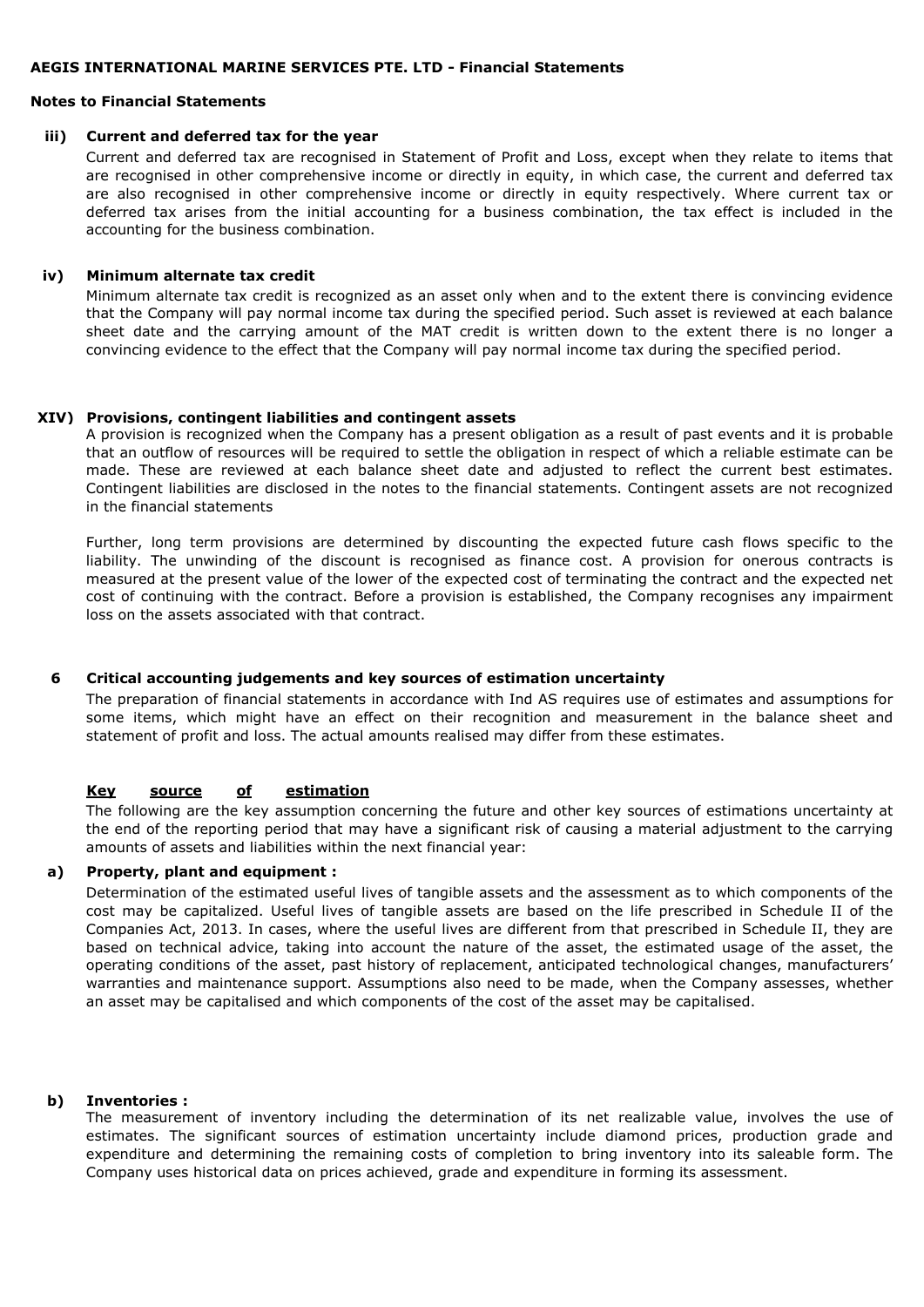**AEGIS INTERNATIONAL MARINE SERVICES PTE. LTD - Financial Statements**

**Notes to Financial Statements**

**iii) Current and deferred tax for the year**

Current and deferred tax are recognised in Statement of Profit and Loss, except when they relate to items that are recognised in other comprehensive income or directly in equity, in which case, the current and deferred tax are also recognised in other comprehensive income or directly in equity respectively. Where current tax or deferred tax arises from the initial accounting for a business combination, the tax effect is included in the accounting for the business combination.

**iv) Minimum alternate tax credit**

Minimum alternate tax credit is recognized as an asset only when and to the extent there is convincing evidence that the Company will pay normal income tax during the specified period. Such asset is reviewed at each balance sheet date and the carrying amount of the MAT credit is written down to the extent there is no longer a convincing evidence to the effect that the Company will pay normal income tax during the specified period.

**XIV) Provisions, contingent liabilities and contingent assets**

A provision is recognized when the Company has a present obligation as a result of past events and it is probable that an outflow of resources will be required to settle the obligation in respect of which a reliable estimate can be made. These are reviewed at each balance sheet date and adjusted to reflect the current best estimates. Contingent liabilities are disclosed in the notes to the financial statements. Contingent assets are not recognized in the financial statements

Further, long term provisions are determined by discounting the expected future cash flows specific to the liability. The unwinding of the discount is recognised as finance cost. A provision for onerous contracts is measured at the present value of the lower of the expected cost of terminating the contract and the expected net cost of continuing with the contract. Before a provision is established, the Company recognises any impairment loss on the assets associated with that contract.

**6 Critical accounting judgements and key sources of estimation uncertainty**

The preparation of financial statements in accordance with Ind AS requires use of estimates and assumptions for some items, which might have an effect on their recognition and measurement in the balance sheet and statement of profit and loss. The actual amounts realised may differ from these estimates.

**Key source of estimation**

The following are the key assumption concerning the future and other key sources of estimations uncertainty at the end of the reporting period that may have a significant risk of causing a material adjustment to the carrying amounts of assets and liabilities within the next financial year:

**a) Property, plant and equipment :**

Determination of the estimated useful lives of tangible assets and the assessment as to which components of the cost may be capitalized. Useful lives of tangible assets are based on the life prescribed in Schedule II of the Companies Act, 2013. In cases, where the useful lives are different from that prescribed in Schedule II, they are based on technical advice, taking into account the nature of the asset, the estimated usage of the asset, the operating conditions of the asset, past history of replacement, anticipated technological changes, manufacturers' warranties and maintenance support. Assumptions also need to be made, when the Company assesses, whether an asset may be capitalised and which components of the cost of the asset may be capitalised.

**b) Inventories :**

The measurement of inventory including the determination of its net realizable value, involves the use of estimates. The significant sources of estimation uncertainty include diamond prices, production grade and expenditure and determining the remaining costs of completion to bring inventory into its saleable form. The Company uses historical data on prices achieved, grade and expenditure in forming its assessment.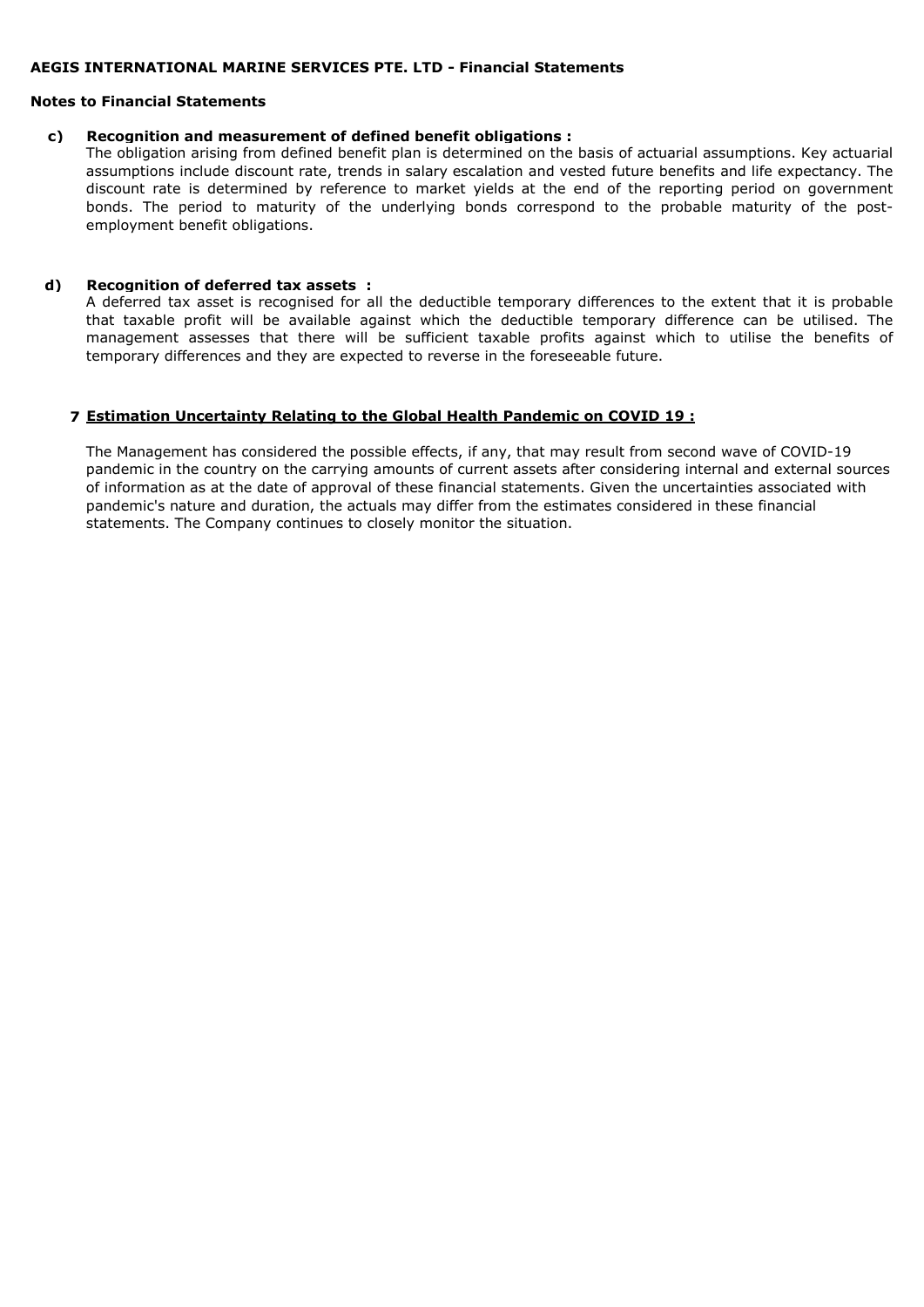**AEGIS INTERNATIONAL MARINE SERVICES PTE. LTD - Financial Statements**

**Notes to Financial Statements**

**c) Recognition and measurement of defined benefit obligations :**

The obligation arising from defined benefit plan is determined on the basis of actuarial assumptions. Key actuarial assumptions include discount rate, trends in salary escalation and vested future benefits and life expectancy. The discount rate is determined by reference to market yields at the end of the reporting period on government bonds. The period to maturity of the underlying bonds correspond to the probable maturity of the post-employment benefit obligations.

**d) Recognition of deferred tax assets :**

A deferred tax asset is recognised for all the deductible temporary differences to the extent that it is probable that taxable profit will be available against which the deductible temporary difference can be utilised. The management assesses that there will be sufficient taxable profits against which to utilise the benefits of temporary differences and they are expected to reverse in the foreseeable future.

## 7 Estimation Uncertainty Relating to the Global Health Pandemic on COVID 19 :

The Management has considered the possible effects, if any, that may result from second wave of COVID-19 pandemic in the country on the carrying amounts of current assets after considering internal and external sources of information as at the date of approval of these financial statements. Given the uncertainties associated with pandemic's nature and duration, the actuals may differ from the estimates considered in these financial statements. The Company continues to closely monitor the situation.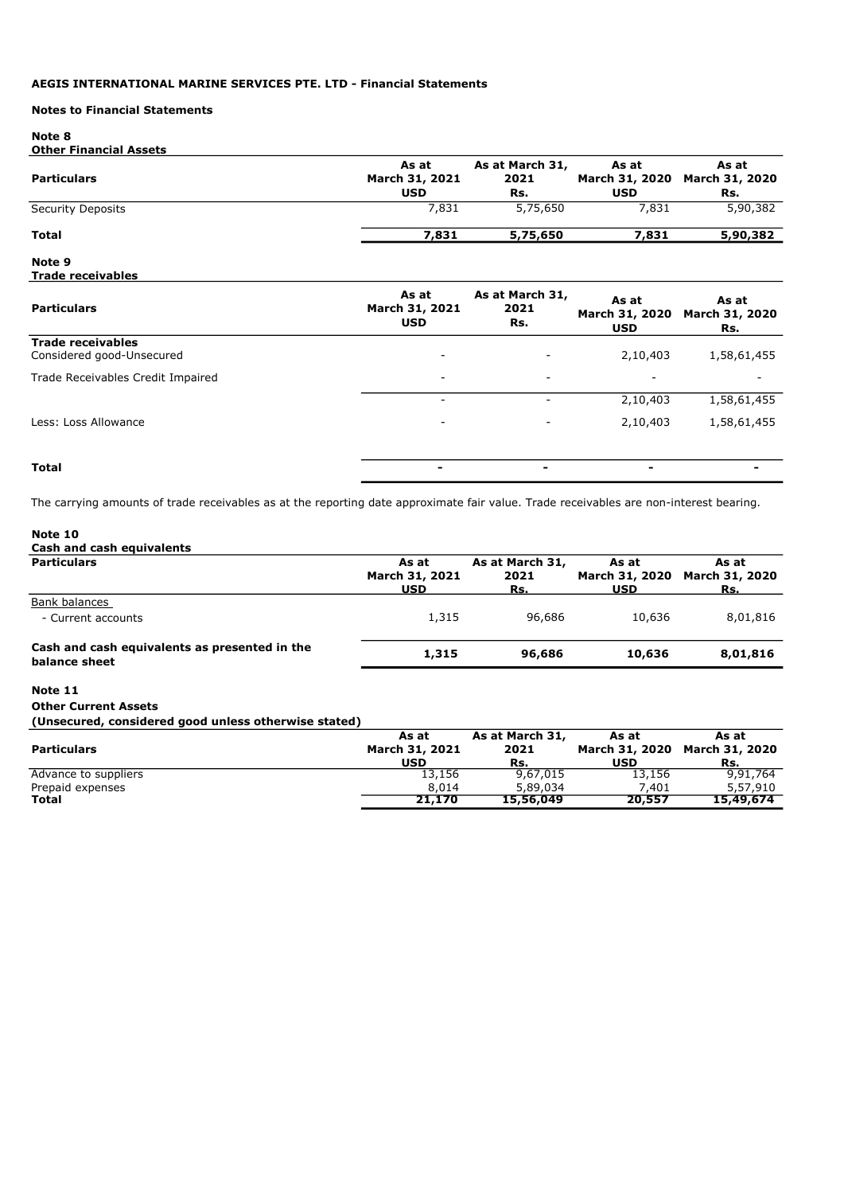**AEGIS INTERNATIONAL MARINE SERVICES PTE. LTD - Financial Statements**

**Notes to Financial Statements**

**Note 8**
**Other Financial Assets**

| Particulars | As at March 31, 2021 USD | As at March 31, 2021 Rs. | As at March 31, 2020 USD | As at March 31, 2020 Rs. |
|---|---|---|---|---|
| Security Deposits | 7,831 | 5,75,650 | 7,831 | 5,90,382 |
| **Total** | **7,831** | **5,75,650** | **7,831** | **5,90,382** |

**Note 9**
**Trade receivables**

| Particulars | As at March 31, 2021 USD | As at March 31, 2021 Rs. | As at March 31, 2020 USD | As at March 31, 2020 Rs. |
|---|---|---|---|---|
| **Trade receivables** | | | | |
| Considered good-Unsecured | - | - | 2,10,403 | 1,58,61,455 |
| Trade Receivables Credit Impaired | - | - | - | - |
| | - | - | 2,10,403 | 1,58,61,455 |
| Less: Loss Allowance | - | - | 2,10,403 | 1,58,61,455 |
| **Total** | **-** | **-** | **-** | **-** |

The carrying amounts of trade receivables as at the reporting date approximate fair value. Trade receivables are non-interest bearing.

**Note 10**
**Cash and cash equivalents**

| Particulars | As at March 31, 2021 USD | As at March 31, 2021 Rs. | As at March 31, 2020 USD | As at March 31, 2020 Rs. |
|---|---|---|---|---|
| Bank balances | | | | |
| - Current accounts | 1,315 | 96,686 | 10,636 | 8,01,816 |
| **Cash and cash equivalents as presented in the balance sheet** | **1,315** | **96,686** | **10,636** | **8,01,816** |

**Note 11**

**Other Current Assets**

**(Unsecured, considered good unless otherwise stated)**

| Particulars | As at March 31, 2021 USD | As at March 31, 2021 Rs. | As at March 31, 2020 USD | As at March 31, 2020 Rs. |
|---|---|---|---|---|
| Advance to suppliers | 13,156 | 9,67,015 | 13,156 | 9,91,764 |
| Prepaid expenses | 8,014 | 5,89,034 | 7,401 | 5,57,910 |
| **Total** | **21,170** | **15,56,049** | **20,557** | **15,49,674** |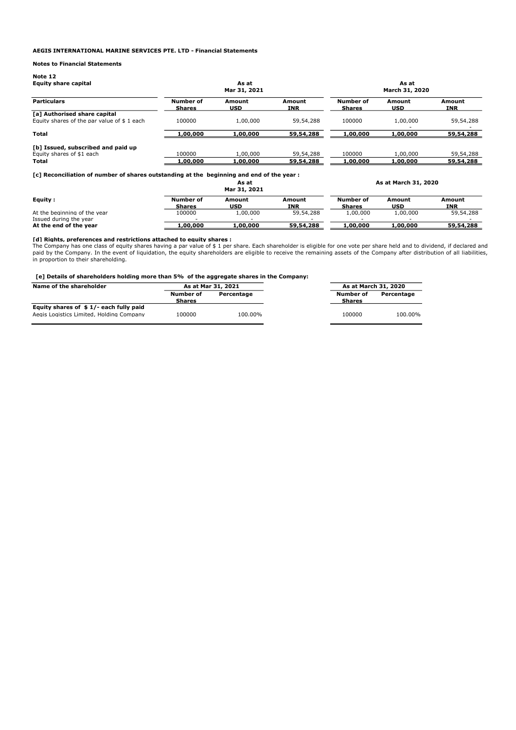**AEGIS INTERNATIONAL MARINE SERVICES PTE. LTD - Financial Statements**

**Notes to Financial Statements**

**Note 12**

**Equity share capital**

| Particulars | As at Mar 31, 2021 | | | As at March 31, 2020 | | |
|---|---|---|---|---|---|---|
| | Number of Shares | Amount USD | Amount INR | Number of Shares | Amount USD | Amount INR |
| **[a] Authorised share capital** | | | | | | |
| Equity shares of the par value of $ 1 each | 100000 | 1,00,000 | 59,54,288 | 100000 | 1,00,000 | 59,54,288 |
| | | | | | - | - |
| **Total** | **1,00,000** | **1,00,000** | **59,54,288** | **1,00,000** | **1,00,000** | **59,54,288** |
| **[b] Issued, subscribed and paid up** | | | | | | |
| Equity shares of $1 each | 100000 | 1,00,000 | 59,54,288 | 100000 | 1,00,000 | 59,54,288 |
| **Total** | **1,00,000** | **1,00,000** | **59,54,288** | **1,00,000** | **1,00,000** | **59,54,288** |

**[c] Reconciliation of number of shares outstanding at the beginning and end of the year :**

| Equity : | As at Mar 31, 2021 | | | As at March 31, 2020 | | |
|---|---|---|---|---|---|---|
| | Number of Shares | Amount USD | Amount INR | Number of Shares | Amount USD | Amount INR |
| At the beginning of the year | 100000 | 1,00,000 | 59,54,288 | 1,00,000 | 1,00,000 | 59,54,288 |
| Issued during the year | - | - | - | - | - | - |
| **At the end of the year** | **1,00,000** | **1,00,000** | **59,54,288** | **1,00,000** | **1,00,000** | **59,54,288** |

**[d] Rights, preferences and restrictions attached to equity shares :**

The Company has one class of equity shares having a par value of $ 1 per share. Each shareholder is eligible for one vote per share held and to dividend, if declared and paid by the Company. In the event of liquidation, the equity shareholders are eligible to receive the remaining assets of the Company after distribution of all liabilities, in proportion to their shareholding.

**[e] Details of shareholders holding more than 5% of the aggregate shares in the Company:**

| Name of the shareholder | As at Mar 31, 2021 | | As at March 31, 2020 | |
|---|---|---|---|---|
| | Number of Shares | Percentage | Number of Shares | Percentage |
| **Equity shares of $ 1/- each fully paid** | | | | |
| Aegis Logistics Limited, Holding Company | 100000 | 100.00% | 100000 | 100.00% |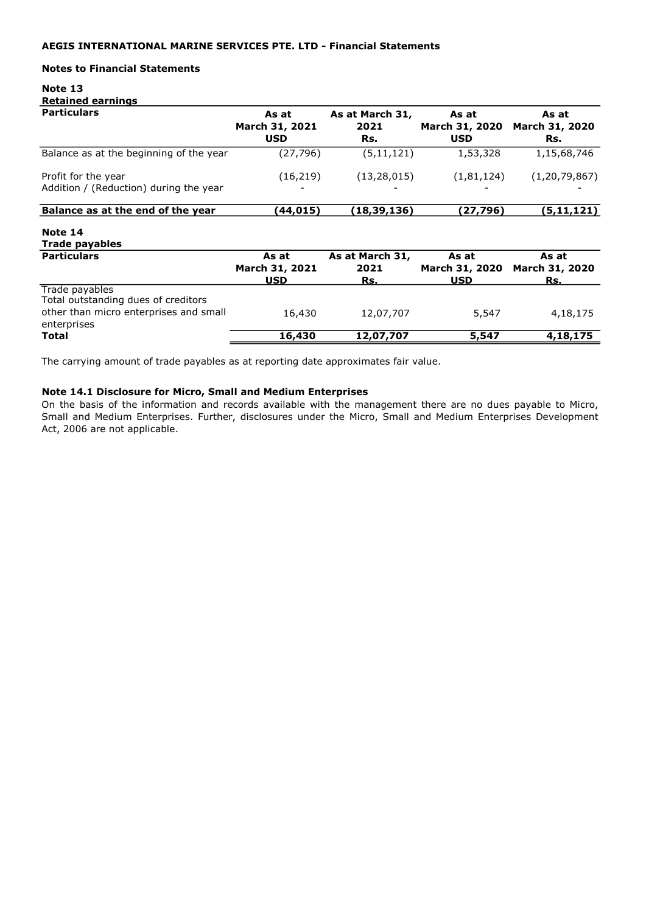**AEGIS INTERNATIONAL MARINE SERVICES PTE. LTD - Financial Statements**

**Notes to Financial Statements**

**Note 13**
**Retained earnings**

| Particulars | As at March 31, 2021 USD | As at March 31, 2021 Rs. | As at March 31, 2020 USD | As at March 31, 2020 Rs. |
|---|---|---|---|---|
| Balance as at the beginning of the year | (27,796) | (5,11,121) | 1,53,328 | 1,15,68,746 |
| Profit for the year | (16,219) | (13,28,015) | (1,81,124) | (1,20,79,867) |
| Addition / (Reduction) during the year | - | - | - | - |
| **Balance as at the end of the year** | **(44,015)** | **(18,39,136)** | **(27,796)** | **(5,11,121)** |

**Note 14**
**Trade payables**

| Particulars | As at March 31, 2021 USD | As at March 31, 2021 Rs. | As at March 31, 2020 USD | As at March 31, 2020 Rs. |
|---|---|---|---|---|
| Trade payables | | | | |
| Total outstanding dues of creditors other than micro enterprises and small enterprises | 16,430 | 12,07,707 | 5,547 | 4,18,175 |
| **Total** | **16,430** | **12,07,707** | **5,547** | **4,18,175** |

The carrying amount of trade payables as at reporting date approximates fair value.

**Note 14.1 Disclosure for Micro, Small and Medium Enterprises**

On the basis of the information and records available with the management there are no dues payable to Micro, Small and Medium Enterprises. Further, disclosures under the Micro, Small and Medium Enterprises Development Act, 2006 are not applicable.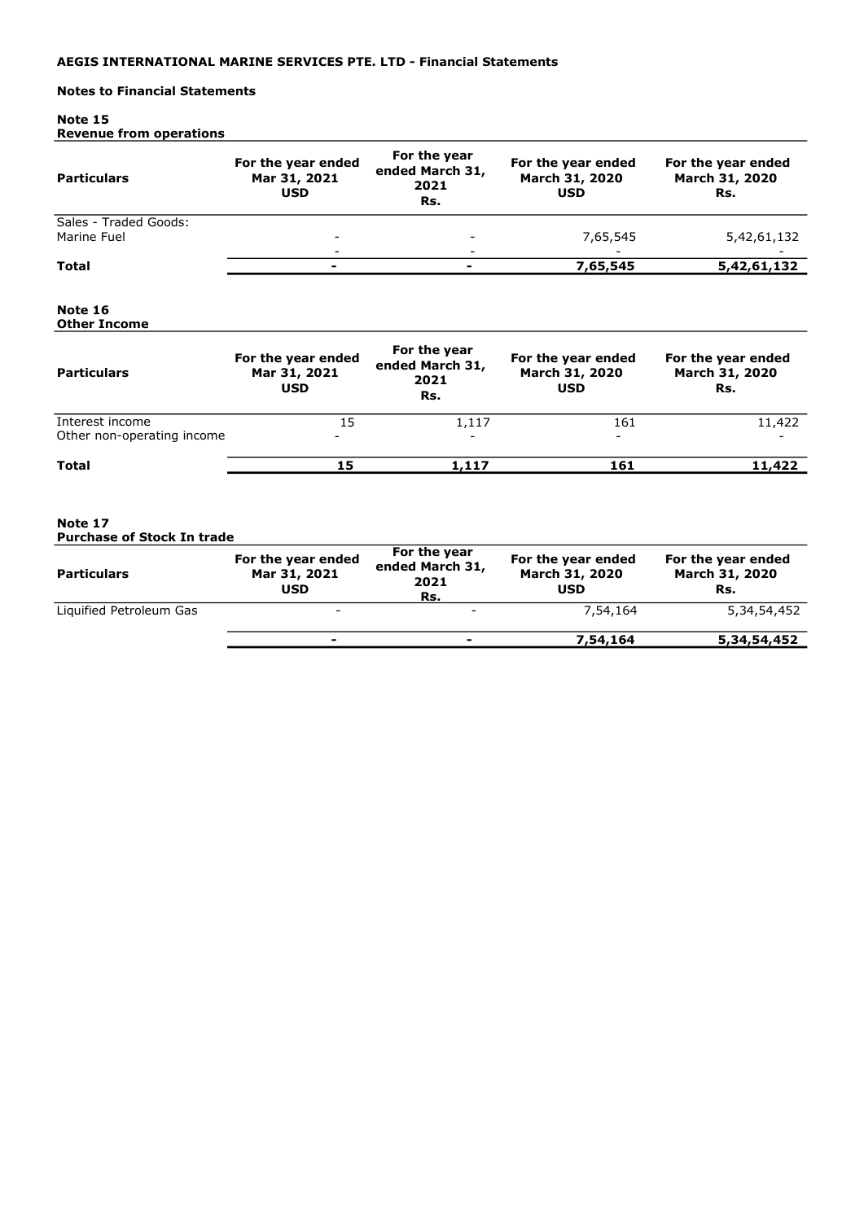**AEGIS INTERNATIONAL MARINE SERVICES PTE. LTD - Financial Statements**

**Notes to Financial Statements**

**Note 15**
**Revenue from operations**

| Particulars | For the year ended Mar 31, 2021 USD | For the year ended March 31, 2021 Rs. | For the year ended March 31, 2020 USD | For the year ended March 31, 2020 Rs. |
|---|---|---|---|---|
| Sales - Traded Goods: | | | | |
| Marine Fuel | - | - | 7,65,545 | 5,42,61,132 |
| | - | - | - | - |
| **Total** | **-** | **-** | **7,65,545** | **5,42,61,132** |

**Note 16**
**Other Income**

| Particulars | For the year ended Mar 31, 2021 USD | For the year ended March 31, 2021 Rs. | For the year ended March 31, 2020 USD | For the year ended March 31, 2020 Rs. |
|---|---|---|---|---|
| Interest income | 15 | 1,117 | 161 | 11,422 |
| Other non-operating income | - | - | - | - |
| **Total** | **15** | **1,117** | **161** | **11,422** |

**Note 17**
**Purchase of Stock In trade**

| Particulars | For the year ended Mar 31, 2021 USD | For the year ended March 31, 2021 Rs. | For the year ended March 31, 2020 USD | For the year ended March 31, 2020 Rs. |
|---|---|---|---|---|
| Liquified Petroleum Gas | - | - | 7,54,164 | 5,34,54,452 |
| | **-** | **-** | **7,54,164** | **5,34,54,452** |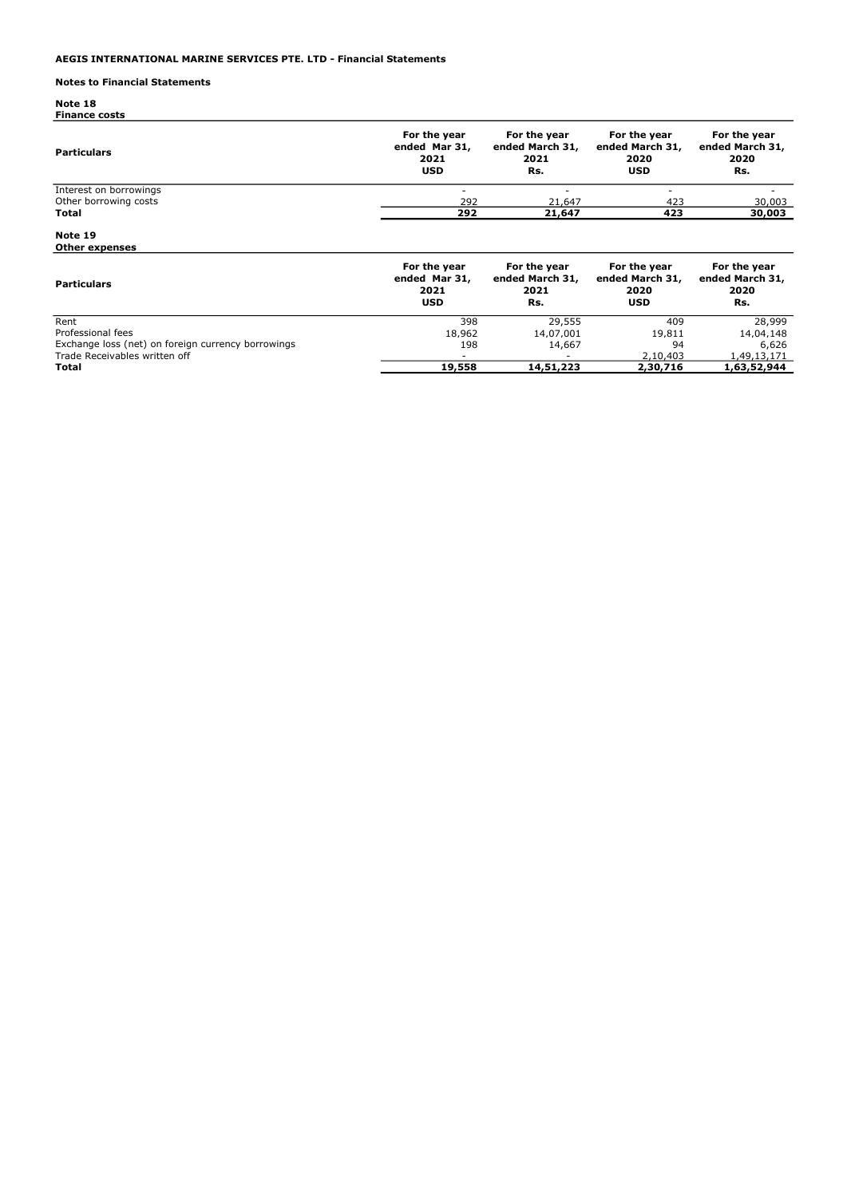**AEGIS INTERNATIONAL MARINE SERVICES PTE. LTD - Financial Statements**

**Notes to Financial Statements**

**Note 18**
**Finance costs**

| Particulars | For the year ended Mar 31, 2021 USD | For the year ended March 31, 2021 Rs. | For the year ended March 31, 2020 USD | For the year ended March 31, 2020 Rs. |
|---|---|---|---|---|
| Interest on borrowings | - | - | - | - |
| Other borrowing costs | 292 | 21,647 | 423 | 30,003 |
| **Total** | **292** | **21,647** | **423** | **30,003** |

**Note 19**
**Other expenses**

| Particulars | For the year ended Mar 31, 2021 USD | For the year ended March 31, 2021 Rs. | For the year ended March 31, 2020 USD | For the year ended March 31, 2020 Rs. |
|---|---|---|---|---|
| Rent | 398 | 29,555 | 409 | 28,999 |
| Professional fees | 18,962 | 14,07,001 | 19,811 | 14,04,148 |
| Exchange loss (net) on foreign currency borrowings | 198 | 14,667 | 94 | 6,626 |
| Trade Receivables written off | - | - | 2,10,403 | 1,49,13,171 |
| **Total** | **19,558** | **14,51,223** | **2,30,716** | **1,63,52,944** |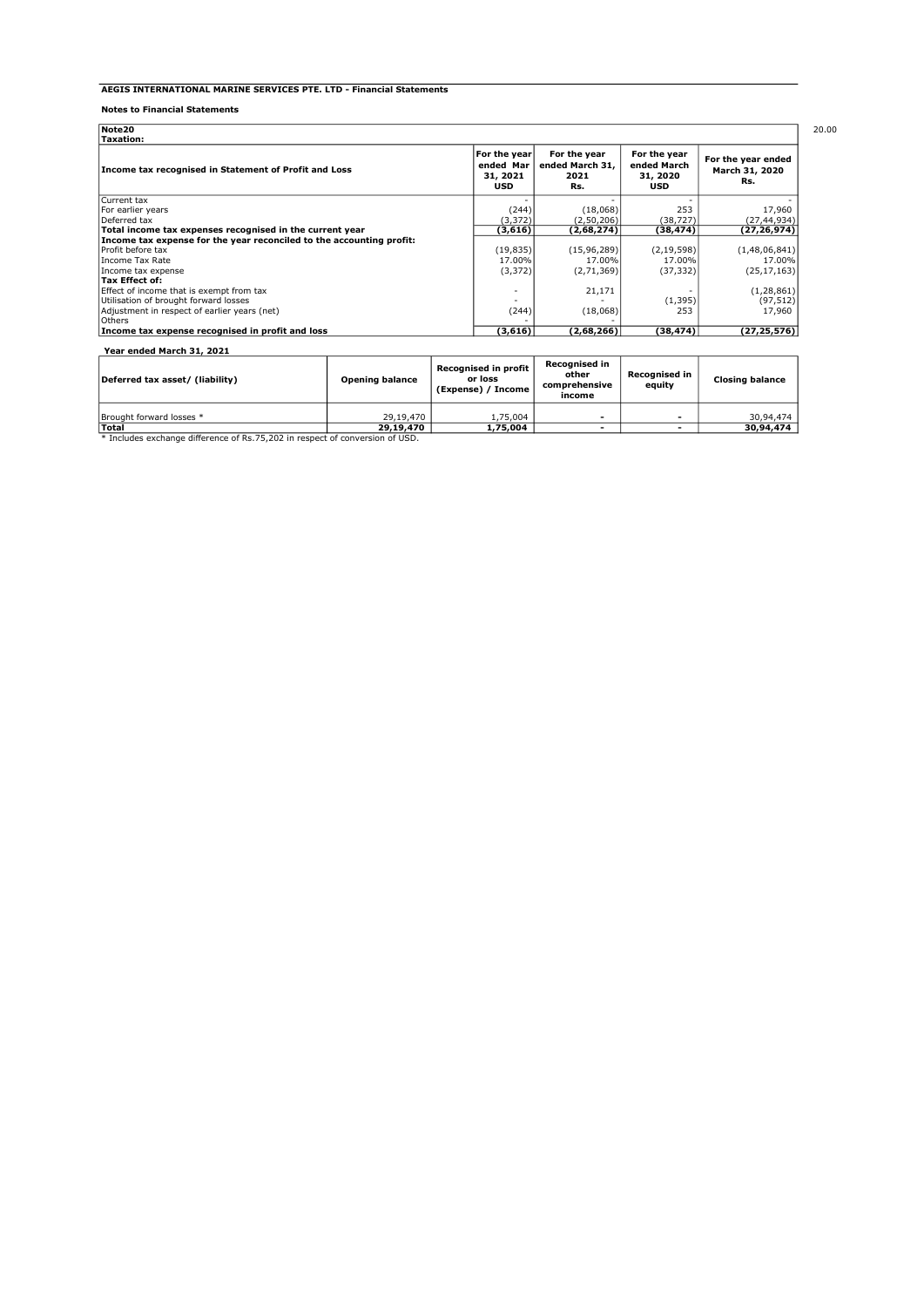**AEGIS INTERNATIONAL MARINE SERVICES PTE. LTD - Financial Statements**

**Notes to Financial Statements**

20.00

**Note20**
**Taxation:**

| Income tax recognised in Statement of Profit and Loss | For the year ended Mar 31, 2021 USD | For the year ended March 31, 2021 Rs. | For the year ended March 31, 2020 USD | For the year ended March 31, 2020 Rs. |
|---|---|---|---|---|
| Current tax | - | - | - | - |
| For earlier years | (244) | (18,068) | 253 | 17,960 |
| Deferred tax | (3,372) | (2,50,206) | (38,727) | (27,44,934) |
| **Total income tax expenses recognised in the current year** | **(3,616)** | **(2,68,274)** | **(38,474)** | **(27,26,974)** |
| **Income tax expense for the year reconciled to the accounting profit:** | | | | |
| Profit before tax | (19,835) | (15,96,289) | (2,19,598) | (1,48,06,841) |
| Income Tax Rate | 17.00% | 17.00% | 17.00% | 17.00% |
| Income tax expense | (3,372) | (2,71,369) | (37,332) | (25,17,163) |
| **Tax Effect of:** | | | | |
| Effect of income that is exempt from tax | - | 21,171 | - | (1,28,861) |
| Utilisation of brought forward losses | - | - | (1,395) | (97,512) |
| Adjustment in respect of earlier years (net) | (244) | (18,068) | 253 | 17,960 |
| Others | - | - | | |
| **Income tax expense recognised in profit and loss** | **(3,616)** | **(2,68,266)** | **(38,474)** | **(27,25,576)** |

**Year ended March 31, 2021**

| Deferred tax asset/ (liability) | Opening balance | Recognised in profit or loss (Expense) / Income | Recognised in other comprehensive income | Recognised in equity | Closing balance |
|---|---|---|---|---|---|
| Brought forward losses * | 29,19,470 | 1,75,004 | - | - | 30,94,474 |
| **Total** | **29,19,470** | **1,75,004** | **-** | **-** | **30,94,474** |

* Includes exchange difference of Rs.75,202 in respect of conversion of USD.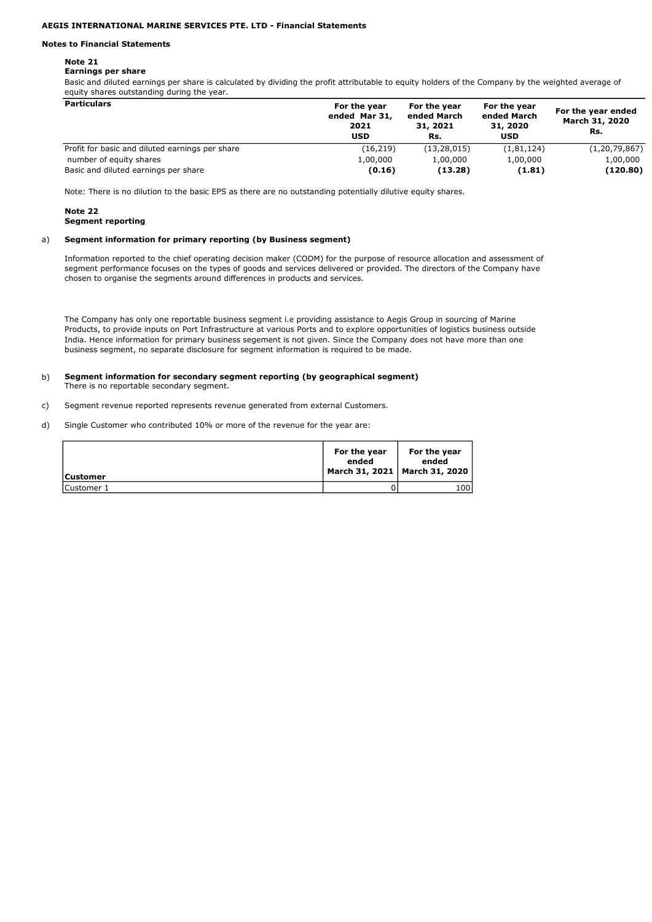**AEGIS INTERNATIONAL MARINE SERVICES PTE. LTD - Financial Statements**

**Notes to Financial Statements**

**Note 21**

**Earnings per share**

Basic and diluted earnings per share is calculated by dividing the profit attributable to equity holders of the Company by the weighted average of equity shares outstanding during the year.

| Particulars | For the year ended Mar 31, 2021 USD | For the year ended March 31, 2021 Rs. | For the year ended March 31, 2020 USD | For the year ended March 31, 2020 Rs. |
|---|---|---|---|---|
| Profit for basic and diluted earnings per share | (16,219) | (13,28,015) | (1,81,124) | (1,20,79,867) |
| number of equity shares | 1,00,000 | 1,00,000 | 1,00,000 | 1,00,000 |
| Basic and diluted earnings per share | **(0.16)** | **(13.28)** | **(1.81)** | **(120.80)** |

Note: There is no dilution to the basic EPS as there are no outstanding potentially dilutive equity shares.

**Note 22**

**Segment reporting**

a) **Segment information for primary reporting (by Business segment)**

Information reported to the chief operating decision maker (CODM) for the purpose of resource allocation and assessment of segment performance focuses on the types of goods and services delivered or provided. The directors of the Company have chosen to organise the segments around differences in products and services.

The Company has only one reportable business segment i.e providing assistance to Aegis Group in sourcing of Marine Products, to provide inputs on Port Infrastructure at various Ports and to explore opportunities of logistics business outside India. Hence information for primary business segement is not given. Since the Company does not have more than one business segment, no separate disclosure for segment information is required to be made.

b) **Segment information for secondary segment reporting (by geographical segment)**
There is no reportable secondary segment.

c) Segment revenue reported represents revenue generated from external Customers.

d) Single Customer who contributed 10% or more of the revenue for the year are:

| Customer | For the year ended March 31, 2021 | For the year ended March 31, 2020 |
|---|---|---|
| Customer 1 | 0 | 100 |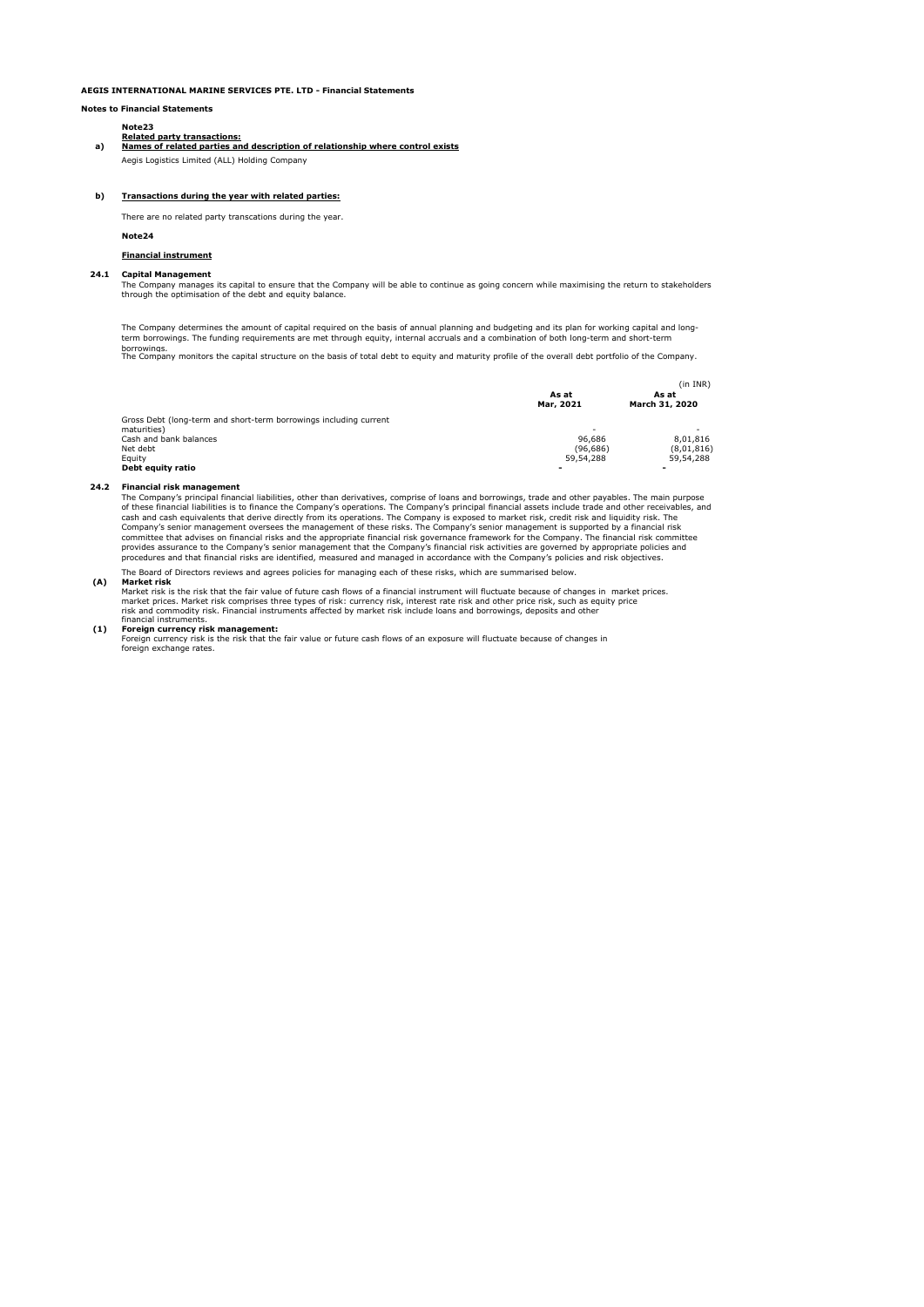**AEGIS INTERNATIONAL MARINE SERVICES PTE. LTD - Financial Statements**

**Notes to Financial Statements**

**Note23**

**Related party transactions:**

**a) Names of related parties and description of relationship where control exists**

Aegis Logistics Limited (ALL) Holding Company

**b) Transactions during the year with related parties:**

There are no related party transcations during the year.

**Note24**

**Financial instrument**

**24.1 Capital Management**

The Company manages its capital to ensure that the Company will be able to continue as going concern while maximising the return to stakeholders through the optimisation of the debt and equity balance.

The Company determines the amount of capital required on the basis of annual planning and budgeting and its plan for working capital and long-term borrowings. The funding requirements are met through equity, internal accruals and a combination of both long-term and short-term borrowings.

The Company monitors the capital structure on the basis of total debt to equity and maturity profile of the overall debt portfolio of the Company.

(in INR)

| | As at Mar, 2021 | As at March 31, 2020 |
|---|---|---|
| Gross Debt (long-term and short-term borrowings including current maturities) | - | - |
| Cash and bank balances | 96,686 | 8,01,816 |
| Net debt | (96,686) | (8,01,816) |
| Equity | 59,54,288 | 59,54,288 |
| **Debt equity ratio** | **-** | **-** |

**24.2 Financial risk management**

The Company's principal financial liabilities, other than derivatives, comprise of loans and borrowings, trade and other payables. The main purpose of these financial liabilities is to finance the Company's operations. The Company's principal financial assets include trade and other receivables, and cash and cash equivalents that derive directly from its operations. The Company is exposed to market risk, credit risk and liquidity risk. The Company's senior management oversees the management of these risks. The Company's senior management is supported by a financial risk committee that advises on financial risks and the appropriate financial risk governance framework for the Company. The financial risk committee provides assurance to the Company's senior management that the Company's financial risk activities are governed by appropriate policies and procedures and that financial risks are identified, measured and managed in accordance with the Company's policies and risk objectives.

The Board of Directors reviews and agrees policies for managing each of these risks, which are summarised below.

**(A) Market risk**

Market risk is the risk that the fair value of future cash flows of a financial instrument will fluctuate because of changes in market prices. market prices. Market risk comprises three types of risk: currency risk, interest rate risk and other price risk, such as equity price risk and commodity risk. Financial instruments affected by market risk include loans and borrowings, deposits and other financial instruments.

**(1) Foreign currency risk management:**

Foreign currency risk is the risk that the fair value or future cash flows of an exposure will fluctuate because of changes in foreign exchange rates.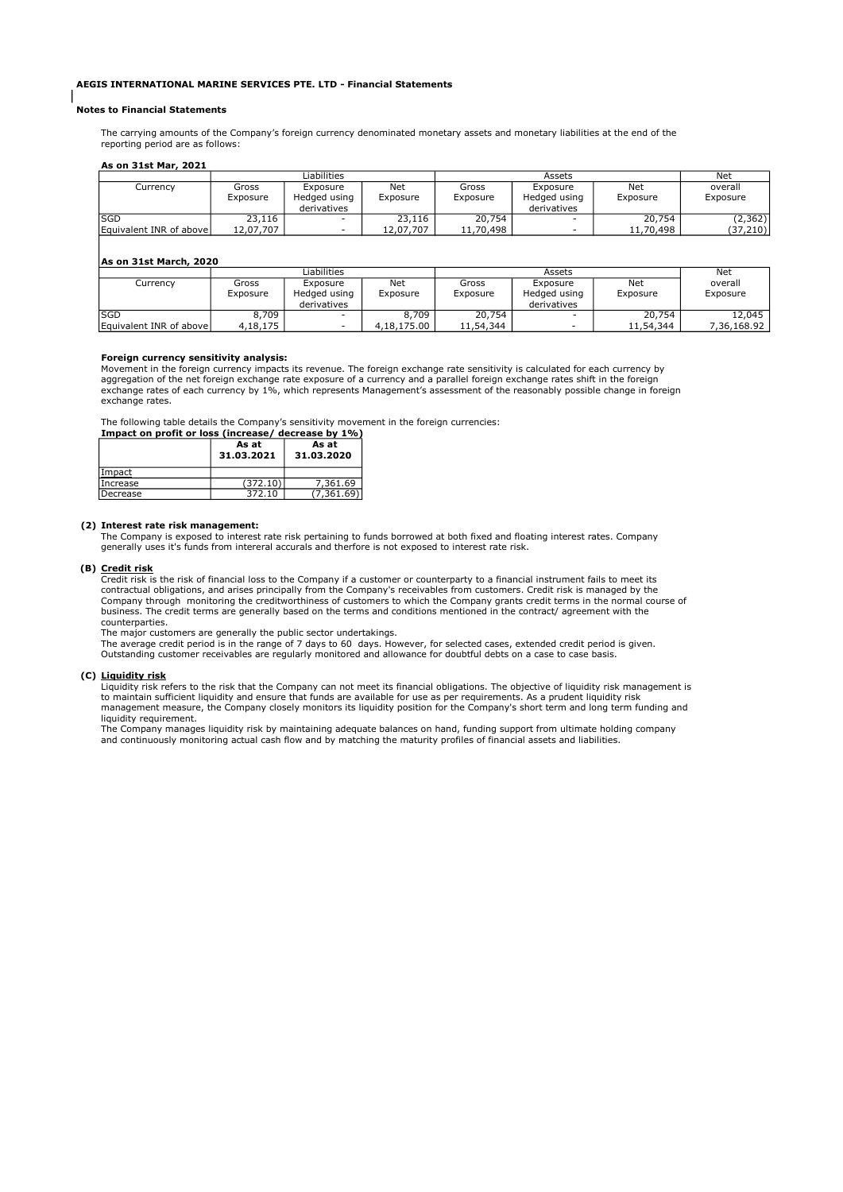**AEGIS INTERNATIONAL MARINE SERVICES PTE. LTD - Financial Statements**

**Notes to Financial Statements**

The carrying amounts of the Company's foreign currency denominated monetary assets and monetary liabilities at the end of the reporting period are as follows:

**As on 31st Mar, 2021**

| Currency | Liabilities | | | Assets | | | Net |
|---|---|---|---|---|---|---|---|
| | Gross Exposure | Exposure Hedged using derivatives | Net Exposure | Gross Exposure | Exposure Hedged using derivatives | Net Exposure | overall Exposure |
| SGD | 23,116 | - | 23,116 | 20,754 | - | 20,754 | (2,362) |
| Equivalent INR of above | 12,07,707 | - | 12,07,707 | 11,70,498 | - | 11,70,498 | (37,210) |

**As on 31st March, 2020**

| Currency | Liabilities | | | Assets | | | Net |
|---|---|---|---|---|---|---|---|
| | Gross Exposure | Exposure Hedged using derivatives | Net Exposure | Gross Exposure | Exposure Hedged using derivatives | Net Exposure | overall Exposure |
| SGD | 8,709 | - | 8,709 | 20,754 | - | 20,754 | 12,045 |
| Equivalent INR of above | 4,18,175 | - | 4,18,175.00 | 11,54,344 | - | 11,54,344 | 7,36,168.92 |

**Foreign currency sensitivity analysis:**
Movement in the foreign currency impacts its revenue. The foreign exchange rate sensitivity is calculated for each currency by aggregation of the net foreign exchange rate exposure of a currency and a parallel foreign exchange rates shift in the foreign exchange rates of each currency by 1%, which represents Management's assessment of the reasonably possible change in foreign exchange rates.

The following table details the Company's sensitivity movement in the foreign currencies:

**Impact on profit or loss (increase/ decrease by 1%)**

| | As at 31.03.2021 | As at 31.03.2020 |
|---|---|---|
| Impact | | |
| Increase | (372.10) | 7,361.69 |
| Decrease | 372.10 | (7,361.69) |

**(2) Interest rate risk management:**
The Company is exposed to interest rate risk pertaining to funds borrowed at both fixed and floating interest rates. Company generally uses it's funds from intereral accurals and therfore is not exposed to interest rate risk.

**(B) Credit risk**
Credit risk is the risk of financial loss to the Company if a customer or counterparty to a financial instrument fails to meet its contractual obligations, and arises principally from the Company's receivables from customers. Credit risk is managed by the Company through monitoring the creditworthiness of customers to which the Company grants credit terms in the normal course of business. The credit terms are generally based on the terms and conditions mentioned in the contract/ agreement with the counterparties.
The major customers are generally the public sector undertakings.
The average credit period is in the range of 7 days to 60 days. However, for selected cases, extended credit period is given.
Outstanding customer receivables are regularly monitored and allowance for doubtful debts on a case to case basis.

**(C) Liquidity risk**
Liquidity risk refers to the risk that the Company can not meet its financial obligations. The objective of liquidity risk management is to maintain sufficient liquidity and ensure that funds are available for use as per requirements. As a prudent liquidity risk management measure, the Company closely monitors its liquidity position for the Company's short term and long term funding and liquidity requirement.
The Company manages liquidity risk by maintaining adequate balances on hand, funding support from ultimate holding company and continuously monitoring actual cash flow and by matching the maturity profiles of financial assets and liabilities.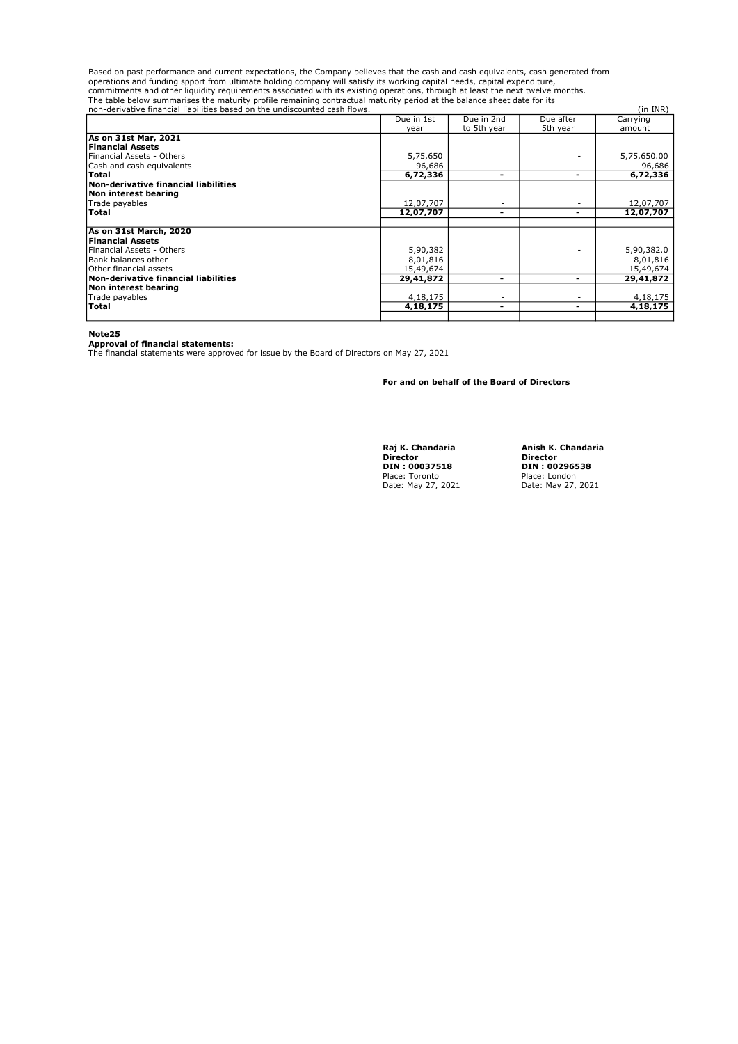Based on past performance and current expectations, the Company believes that the cash and cash equivalents, cash generated from operations and funding spport from ultimate holding company will satisfy its working capital needs, capital expenditure, commitments and other liquidity requirements associated with its existing operations, through at least the next twelve months.
The table below summarises the maturity profile remaining contractual maturity period at the balance sheet date for its non-derivative financial liabilities based on the undiscounted cash flows.

(in INR)

| | Due in 1st year | Due in 2nd to 5th year | Due after 5th year | Carrying amount |
|---|---|---|---|---|
| **As on 31st Mar, 2021** | | | | |
| **Financial Assets** | | | | |
| Financial Assets - Others | 5,75,650 | | - | 5,75,650.00 |
| Cash and cash equivalents | 96,686 | | | 96,686 |
| **Total** | **6,72,336** | **-** | **-** | **6,72,336** |
| **Non-derivative financial liabilities** | | | | |
| **Non interest bearing** | | | | |
| Trade payables | 12,07,707 | - | - | 12,07,707 |
| **Total** | **12,07,707** | **-** | **-** | **12,07,707** |
| | | | | |
| **As on 31st March, 2020** | | | | |
| **Financial Assets** | | | | |
| Financial Assets - Others | 5,90,382 | | - | 5,90,382.0 |
| Bank balances other | 8,01,816 | | | 8,01,816 |
| Other financial assets | 15,49,674 | | | 15,49,674 |
| **Non-derivative financial liabilities** | **29,41,872** | **-** | **-** | **29,41,872** |
| **Non interest bearing** | | | | |
| Trade payables | 4,18,175 | - | - | 4,18,175 |
| **Total** | **4,18,175** | **-** | **-** | **4,18,175** |

**Note25**
**Approval of financial statements:**
The financial statements were approved for issue by the Board of Directors on May 27, 2021

**For and on behalf of the Board of Directors**

**Raj K. Chandaria**
**Director**
**DIN : 00037518**
Place: Toronto
Date: May 27, 2021

**Anish K. Chandaria**
**Director**
**DIN : 00296538**
Place: London
Date: May 27, 2021